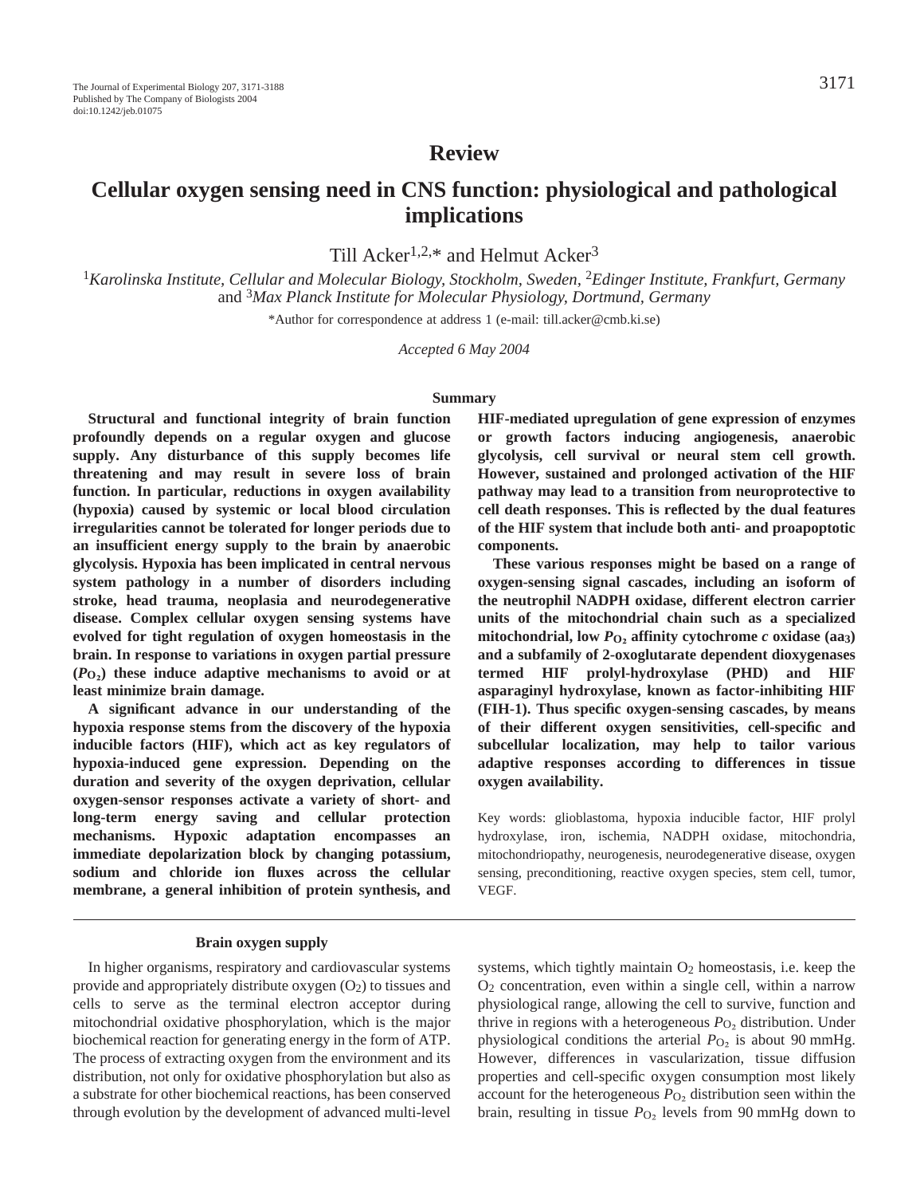# Review

# Cellular oxygen sensing need in CNS function: physiological and pathological implications

Till Acker[1,2,*] and Helmut Acker[3]

[1]*Karolinska Institute, Cellular and Molecular Biology, Stockholm, Sweden,* [2]*Edinger Institute, Frankfurt, Germany* and [3]*Max Planck Institute for Molecular Physiology, Dortmund, Germany*

*Author for correspondence at address 1 (e-mail: till.acker@cmb.ki.se)

*Accepted 6 May 2004*

## Summary

**Structural and functional integrity of brain function profoundly depends on a regular oxygen and glucose supply. Any disturbance of this supply becomes life threatening and may result in severe loss of brain function. In particular, reductions in oxygen availability (hypoxia) caused by systemic or local blood circulation irregularities cannot be tolerated for longer periods due to an insufficient energy supply to the brain by anaerobic glycolysis. Hypoxia has been implicated in central nervous system pathology in a number of disorders including stroke, head trauma, neoplasia and neurodegenerative disease. Complex cellular oxygen sensing systems have evolved for tight regulation of oxygen homeostasis in the brain. In response to variations in oxygen partial pressure ($P_{O_2}$) these induce adaptive mechanisms to avoid or at least minimize brain damage.**

**A significant advance in our understanding of the hypoxia response stems from the discovery of the hypoxia inducible factors (HIF), which act as key regulators of hypoxia-induced gene expression. Depending on the duration and severity of the oxygen deprivation, cellular oxygen-sensor responses activate a variety of short- and long-term energy saving and cellular protection mechanisms. Hypoxic adaptation encompasses an immediate depolarization block by changing potassium, sodium and chloride ion fluxes across the cellular membrane, a general inhibition of protein synthesis, and HIF-mediated upregulation of gene expression of enzymes or growth factors inducing angiogenesis, anaerobic glycolysis, cell survival or neural stem cell growth. However, sustained and prolonged activation of the HIF pathway may lead to a transition from neuroprotective to cell death responses. This is reflected by the dual features of the HIF system that include both anti- and proapoptotic components.**

**These various responses might be based on a range of oxygen-sensing signal cascades, including an isoform of the neutrophil NADPH oxidase, different electron carrier units of the mitochondrial chain such as a specialized mitochondrial, low $P_{O_2}$ affinity cytochrome *c* oxidase ($aa_3$) and a subfamily of 2-oxoglutarate dependent dioxygenases termed HIF prolyl-hydroxylase (PHD) and HIF asparaginyl hydroxylase, known as factor-inhibiting HIF (FIH-1). Thus specific oxygen-sensing cascades, by means of their different oxygen sensitivities, cell-specific and subcellular localization, may help to tailor various adaptive responses according to differences in tissue oxygen availability.**

Key words: glioblastoma, hypoxia inducible factor, HIF prolyl hydroxylase, iron, ischemia, NADPH oxidase, mitochondria, mitochondriopathy, neurogenesis, neurodegenerative disease, oxygen sensing, preconditioning, reactive oxygen species, stem cell, tumor, VEGF.

## Brain oxygen supply

In higher organisms, respiratory and cardiovascular systems provide and appropriately distribute oxygen ($O_2$) to tissues and cells to serve as the terminal electron acceptor during mitochondrial oxidative phosphorylation, which is the major biochemical reaction for generating energy in the form of ATP. The process of extracting oxygen from the environment and its distribution, not only for oxidative phosphorylation but also as a substrate for other biochemical reactions, has been conserved through evolution by the development of advanced multi-level systems, which tightly maintain $O_2$ homeostasis, i.e. keep the $O_2$ concentration, even within a single cell, within a narrow physiological range, allowing the cell to survive, function and thrive in regions with a heterogeneous $P_{O_2}$ distribution. Under physiological conditions the arterial $P_{O_2}$ is about 90 mmHg. However, differences in vascularization, tissue diffusion properties and cell-specific oxygen consumption most likely account for the heterogeneous $P_{O_2}$ distribution seen within the brain, resulting in tissue $P_{O_2}$ levels from 90 mmHg down to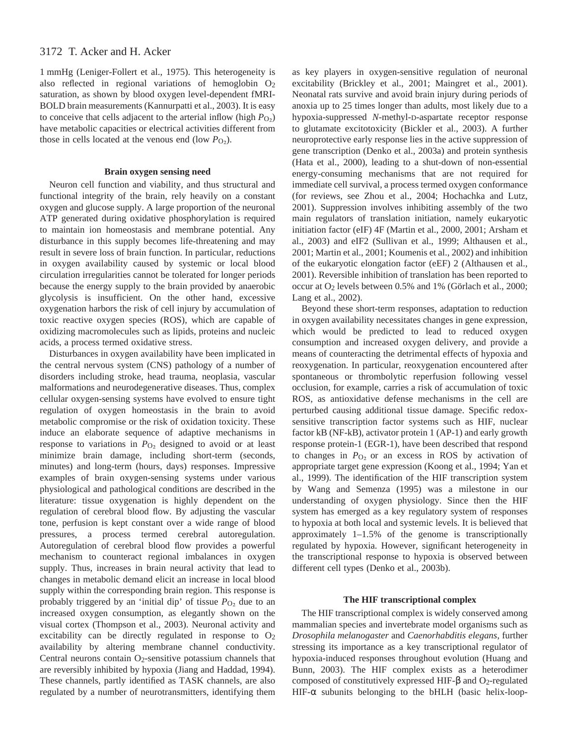1 mmHg (Leniger-Follert et al., 1975). This heterogeneity is also reflected in regional variations of hemoglobin $O_2$ saturation, as shown by blood oxygen level-dependent fMRI-BOLD brain measurements (Kannurpatti et al., 2003). It is easy to conceive that cells adjacent to the arterial inflow (high $P_{O_2}$) have metabolic capacities or electrical activities different from those in cells located at the venous end (low $P_{O_2}$).

### Brain oxygen sensing need

Neuron cell function and viability, and thus structural and functional integrity of the brain, rely heavily on a constant oxygen and glucose supply. A large proportion of the neuronal ATP generated during oxidative phosphorylation is required to maintain ion homeostasis and membrane potential. Any disturbance in this supply becomes life-threatening and may result in severe loss of brain function. In particular, reductions in oxygen availability caused by systemic or local blood circulation irregularities cannot be tolerated for longer periods because the energy supply to the brain provided by anaerobic glycolysis is insufficient. On the other hand, excessive oxygenation harbors the risk of cell injury by accumulation of toxic reactive oxygen species (ROS), which are capable of oxidizing macromolecules such as lipids, proteins and nucleic acids, a process termed oxidative stress.

Disturbances in oxygen availability have been implicated in the central nervous system (CNS) pathology of a number of disorders including stroke, head trauma, neoplasia, vascular malformations and neurodegenerative diseases. Thus, complex cellular oxygen-sensing systems have evolved to ensure tight regulation of oxygen homeostasis in the brain to avoid metabolic compromise or the risk of oxidation toxicity. These induce an elaborate sequence of adaptive mechanisms in response to variations in $P_{O_2}$ designed to avoid or at least minimize brain damage, including short-term (seconds, minutes) and long-term (hours, days) responses. Impressive examples of brain oxygen-sensing systems under various physiological and pathological conditions are described in the literature: tissue oxygenation is highly dependent on the regulation of cerebral blood flow. By adjusting the vascular tone, perfusion is kept constant over a wide range of blood pressures, a process termed cerebral autoregulation. Autoregulation of cerebral blood flow provides a powerful mechanism to counteract regional imbalances in oxygen supply. Thus, increases in brain neural activity that lead to changes in metabolic demand elicit an increase in local blood supply within the corresponding brain region. This response is probably triggered by an 'initial dip' of tissue $P_{O_2}$ due to an increased oxygen consumption, as elegantly shown on the visual cortex (Thompson et al., 2003). Neuronal activity and excitability can be directly regulated in response to $O_2$ availability by altering membrane channel conductivity. Central neurons contain $O_2$-sensitive potassium channels that are reversibly inhibited by hypoxia (Jiang and Haddad, 1994). These channels, partly identified as TASK channels, are also regulated by a number of neurotransmitters, identifying them as key players in oxygen-sensitive regulation of neuronal excitability (Brickley et al., 2001; Maingret et al., 2001). Neonatal rats survive and avoid brain injury during periods of anoxia up to 25 times longer than adults, most likely due to a hypoxia-suppressed *N*-methyl-D-aspartate receptor response to glutamate excitotoxicity (Bickler et al., 2003). A further neuroprotective early response lies in the active suppression of gene transcription (Denko et al., 2003a) and protein synthesis (Hata et al., 2000), leading to a shut-down of non-essential energy-consuming mechanisms that are not required for immediate cell survival, a process termed oxygen conformance (for reviews, see Zhou et al., 2004; Hochachka and Lutz, 2001). Suppression involves inhibiting assembly of the two main regulators of translation initiation, namely eukaryotic initiation factor (eIF) 4F (Martin et al., 2000, 2001; Arsham et al., 2003) and eIF2 (Sullivan et al., 1999; Althausen et al., 2001; Martin et al., 2001; Koumenis et al., 2002) and inhibition of the eukaryotic elongation factor (eEF) 2 (Althausen et al., 2001). Reversible inhibition of translation has been reported to occur at $O_2$ levels between 0.5% and 1% (Görlach et al., 2000; Lang et al., 2002).

Beyond these short-term responses, adaptation to reduction in oxygen availability necessitates changes in gene expression, which would be predicted to lead to reduced oxygen consumption and increased oxygen delivery, and provide a means of counteracting the detrimental effects of hypoxia and reoxygenation. In particular, reoxygenation encountered after spontaneous or thrombolytic reperfusion following vessel occlusion, for example, carries a risk of accumulation of toxic ROS, as antioxidative defense mechanisms in the cell are perturbed causing additional tissue damage. Specific redox-sensitive transcription factor systems such as HIF, nuclear factor kB (NF-kB), activator protein 1 (AP-1) and early growth response protein-1 (EGR-1), have been described that respond to changes in $P_{O_2}$ or an excess in ROS by activation of appropriate target gene expression (Koong et al., 1994; Yan et al., 1999). The identification of the HIF transcription system by Wang and Semenza (1995) was a milestone in our understanding of oxygen physiology. Since then the HIF system has emerged as a key regulatory system of responses to hypoxia at both local and systemic levels. It is believed that approximately 1–1.5% of the genome is transcriptionally regulated by hypoxia. However, significant heterogeneity in the transcriptional response to hypoxia is observed between different cell types (Denko et al., 2003b).

### The HIF transcriptional complex

The HIF transcriptional complex is widely conserved among mammalian species and invertebrate model organisms such as *Drosophila melanogaster* and *Caenorhabditis elegans*, further stressing its importance as a key transcriptional regulator of hypoxia-induced responses throughout evolution (Huang and Bunn, 2003). The HIF complex exists as a heterodimer composed of constitutively expressed HIF-β and $O_2$-regulated HIF-α subunits belonging to the bHLH (basic helix-loop-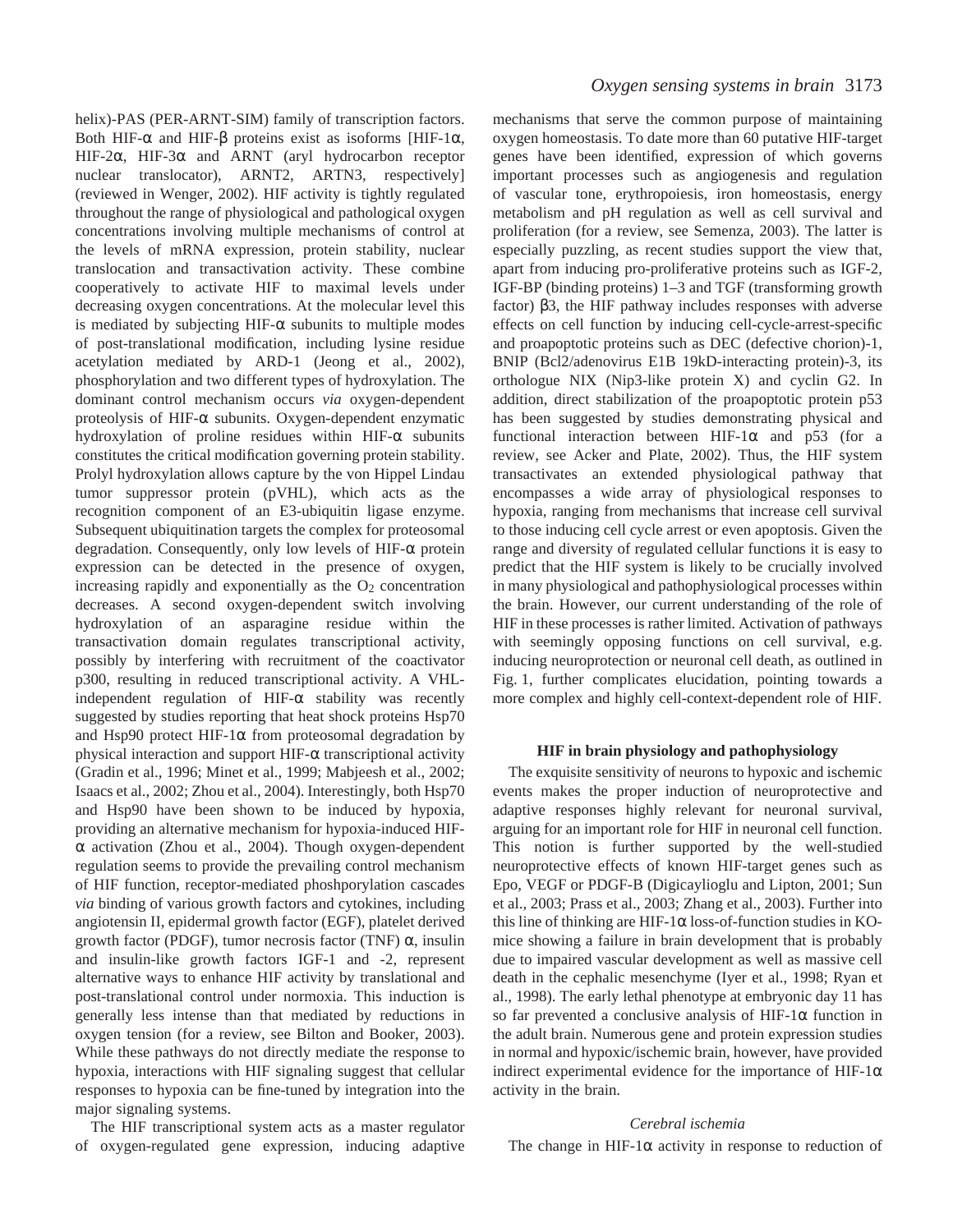helix)-PAS (PER-ARNT-SIM) family of transcription factors. Both HIF-α and HIF-β proteins exist as isoforms [HIF-1α, HIF-2α, HIF-3α and ARNT (aryl hydrocarbon receptor nuclear translocator), ARNT2, ARTN3, respectively] (reviewed in Wenger, 2002). HIF activity is tightly regulated throughout the range of physiological and pathological oxygen concentrations involving multiple mechanisms of control at the levels of mRNA expression, protein stability, nuclear translocation and transactivation activity. These combine cooperatively to activate HIF to maximal levels under decreasing oxygen concentrations. At the molecular level this is mediated by subjecting HIF-α subunits to multiple modes of post-translational modification, including lysine residue acetylation mediated by ARD-1 (Jeong et al., 2002), phosphorylation and two different types of hydroxylation. The dominant control mechanism occurs *via* oxygen-dependent proteolysis of HIF-α subunits. Oxygen-dependent enzymatic hydroxylation of proline residues within HIF-α subunits constitutes the critical modification governing protein stability. Prolyl hydroxylation allows capture by the von Hippel Lindau tumor suppressor protein (pVHL), which acts as the recognition component of an E3-ubiquitin ligase enzyme. Subsequent ubiquitination targets the complex for proteosomal degradation. Consequently, only low levels of HIF-α protein expression can be detected in the presence of oxygen, increasing rapidly and exponentially as the $O_2$ concentration decreases. A second oxygen-dependent switch involving hydroxylation of an asparagine residue within the transactivation domain regulates transcriptional activity, possibly by interfering with recruitment of the coactivator p300, resulting in reduced transcriptional activity. A VHL-independent regulation of HIF-α stability was recently suggested by studies reporting that heat shock proteins Hsp70 and Hsp90 protect HIF-1α from proteosomal degradation by physical interaction and support HIF-α transcriptional activity (Gradin et al., 1996; Minet et al., 1999; Mabjeesh et al., 2002; Isaacs et al., 2002; Zhou et al., 2004). Interestingly, both Hsp70 and Hsp90 have been shown to be induced by hypoxia, providing an alternative mechanism for hypoxia-induced HIF-α activation (Zhou et al., 2004). Though oxygen-dependent regulation seems to provide the prevailing control mechanism of HIF function, receptor-mediated phoshporylation cascades *via* binding of various growth factors and cytokines, including angiotensin II, epidermal growth factor (EGF), platelet derived growth factor (PDGF), tumor necrosis factor (TNF) α, insulin and insulin-like growth factors IGF-1 and -2, represent alternative ways to enhance HIF activity by translational and post-translational control under normoxia. This induction is generally less intense than that mediated by reductions in oxygen tension (for a review, see Bilton and Booker, 2003). While these pathways do not directly mediate the response to hypoxia, interactions with HIF signaling suggest that cellular responses to hypoxia can be fine-tuned by integration into the major signaling systems.

The HIF transcriptional system acts as a master regulator of oxygen-regulated gene expression, inducing adaptive mechanisms that serve the common purpose of maintaining oxygen homeostasis. To date more than 60 putative HIF-target genes have been identified, expression of which governs important processes such as angiogenesis and regulation of vascular tone, erythropoiesis, iron homeostasis, energy metabolism and pH regulation as well as cell survival and proliferation (for a review, see Semenza, 2003). The latter is especially puzzling, as recent studies support the view that, apart from inducing pro-proliferative proteins such as IGF-2, IGF-BP (binding proteins) 1–3 and TGF (transforming growth factor) β3, the HIF pathway includes responses with adverse effects on cell function by inducing cell-cycle-arrest-specific and proapoptotic proteins such as DEC (defective chorion)-1, BNIP (Bcl2/adenovirus E1B 19kD-interacting protein)-3, its orthologue NIX (Nip3-like protein X) and cyclin G2. In addition, direct stabilization of the proapoptotic protein p53 has been suggested by studies demonstrating physical and functional interaction between HIF-1α and p53 (for a review, see Acker and Plate, 2002). Thus, the HIF system transactivates an extended physiological pathway that encompasses a wide array of physiological responses to hypoxia, ranging from mechanisms that increase cell survival to those inducing cell cycle arrest or even apoptosis. Given the range and diversity of regulated cellular functions it is easy to predict that the HIF system is likely to be crucially involved in many physiological and pathophysiological processes within the brain. However, our current understanding of the role of HIF in these processes is rather limited. Activation of pathways with seemingly opposing functions on cell survival, e.g. inducing neuroprotection or neuronal cell death, as outlined in Fig. 1, further complicates elucidation, pointing towards a more complex and highly cell-context-dependent role of HIF.

## HIF in brain physiology and pathophysiology

The exquisite sensitivity of neurons to hypoxic and ischemic events makes the proper induction of neuroprotective and adaptive responses highly relevant for neuronal survival, arguing for an important role for HIF in neuronal cell function. This notion is further supported by the well-studied neuroprotective effects of known HIF-target genes such as Epo, VEGF or PDGF-B (Digicaylioglu and Lipton, 2001; Sun et al., 2003; Prass et al., 2003; Zhang et al., 2003). Further into this line of thinking are HIF-1α loss-of-function studies in KO-mice showing a failure in brain development that is probably due to impaired vascular development as well as massive cell death in the cephalic mesenchyme (Iyer et al., 1998; Ryan et al., 1998). The early lethal phenotype at embryonic day 11 has so far prevented a conclusive analysis of HIF-1α function in the adult brain. Numerous gene and protein expression studies in normal and hypoxic/ischemic brain, however, have provided indirect experimental evidence for the importance of HIF-1α activity in the brain.

### *Cerebral ischemia*

The change in HIF-1α activity in response to reduction of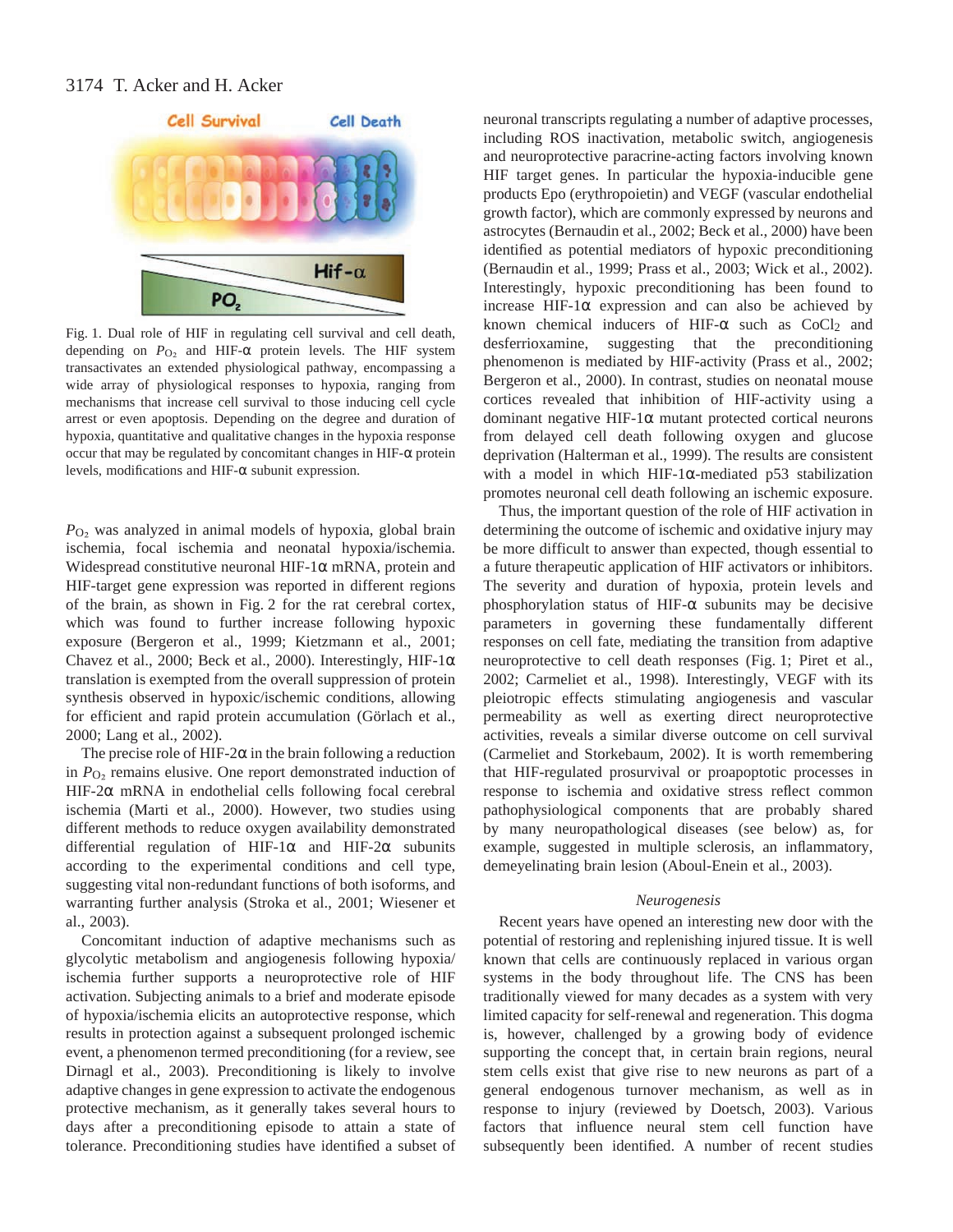Fig. 1. Dual role of HIF in regulating cell survival and cell death, depending on $P_{O_2}$ and HIF-α protein levels. The HIF system transactivates an extended physiological pathway, encompassing a wide array of physiological responses to hypoxia, ranging from mechanisms that increase cell survival to those inducing cell cycle arrest or even apoptosis. Depending on the degree and duration of hypoxia, quantitative and qualitative changes in the hypoxia response occur that may be regulated by concomitant changes in HIF-α protein levels, modifications and HIF-α subunit expression.

$P_{O_2}$ was analyzed in animal models of hypoxia, global brain ischemia, focal ischemia and neonatal hypoxia/ischemia. Widespread constitutive neuronal HIF-1α mRNA, protein and HIF-target gene expression was reported in different regions of the brain, as shown in Fig. 2 for the rat cerebral cortex, which was found to further increase following hypoxic exposure (Bergeron et al., 1999; Kietzmann et al., 2001; Chavez et al., 2000; Beck et al., 2000). Interestingly, HIF-1α translation is exempted from the overall suppression of protein synthesis observed in hypoxic/ischemic conditions, allowing for efficient and rapid protein accumulation (Görlach et al., 2000; Lang et al., 2002).

The precise role of HIF-2α in the brain following a reduction in $P_{O_2}$ remains elusive. One report demonstrated induction of HIF-2α mRNA in endothelial cells following focal cerebral ischemia (Marti et al., 2000). However, two studies using different methods to reduce oxygen availability demonstrated differential regulation of HIF-1α and HIF-2α subunits according to the experimental conditions and cell type, suggesting vital non-redundant functions of both isoforms, and warranting further analysis (Stroka et al., 2001; Wiesener et al., 2003).

Concomitant induction of adaptive mechanisms such as glycolytic metabolism and angiogenesis following hypoxia/ischemia further supports a neuroprotective role of HIF activation. Subjecting animals to a brief and moderate episode of hypoxia/ischemia elicits an autoprotective response, which results in protection against a subsequent prolonged ischemic event, a phenomenon termed preconditioning (for a review, see Dirnagl et al., 2003). Preconditioning is likely to involve adaptive changes in gene expression to activate the endogenous protective mechanism, as it generally takes several hours to days after a preconditioning episode to attain a state of tolerance. Preconditioning studies have identified a subset of neuronal transcripts regulating a number of adaptive processes, including ROS inactivation, metabolic switch, angiogenesis and neuroprotective paracrine-acting factors involving known HIF target genes. In particular the hypoxia-inducible gene products Epo (erythropoietin) and VEGF (vascular endothelial growth factor), which are commonly expressed by neurons and astrocytes (Bernaudin et al., 2002; Beck et al., 2000) have been identified as potential mediators of hypoxic preconditioning (Bernaudin et al., 1999; Prass et al., 2003; Wick et al., 2002). Interestingly, hypoxic preconditioning has been found to increase HIF-1α expression and can also be achieved by known chemical inducers of HIF-α such as $CoCl_2$ and desferrioxamine, suggesting that the preconditioning phenomenon is mediated by HIF-activity (Prass et al., 2002; Bergeron et al., 2000). In contrast, studies on neonatal mouse cortices revealed that inhibition of HIF-activity using a dominant negative HIF-1α mutant protected cortical neurons from delayed cell death following oxygen and glucose deprivation (Halterman et al., 1999). The results are consistent with a model in which HIF-1α-mediated p53 stabilization promotes neuronal cell death following an ischemic exposure.

Thus, the important question of the role of HIF activation in determining the outcome of ischemic and oxidative injury may be more difficult to answer than expected, though essential to a future therapeutic application of HIF activators or inhibitors. The severity and duration of hypoxia, protein levels and phosphorylation status of HIF-α subunits may be decisive parameters in governing these fundamentally different responses on cell fate, mediating the transition from adaptive neuroprotective to cell death responses (Fig. 1; Piret et al., 2002; Carmeliet et al., 1998). Interestingly, VEGF with its pleiotropic effects stimulating angiogenesis and vascular permeability as well as exerting direct neuroprotective activities, reveals a similar diverse outcome on cell survival (Carmeliet and Storkebaum, 2002). It is worth remembering that HIF-regulated prosurvival or proapoptotic processes in response to ischemia and oxidative stress reflect common pathophysiological components that are probably shared by many neuropathological diseases (see below) as, for example, suggested in multiple sclerosis, an inflammatory, demeyelinating brain lesion (Aboul-Enein et al., 2003).

### *Neurogenesis*

Recent years have opened an interesting new door with the potential of restoring and replenishing injured tissue. It is well known that cells are continuously replaced in various organ systems in the body throughout life. The CNS has been traditionally viewed for many decades as a system with very limited capacity for self-renewal and regeneration. This dogma is, however, challenged by a growing body of evidence supporting the concept that, in certain brain regions, neural stem cells exist that give rise to new neurons as part of a general endogenous turnover mechanism, as well as in response to injury (reviewed by Doetsch, 2003). Various factors that influence neural stem cell function have subsequently been identified. A number of recent studies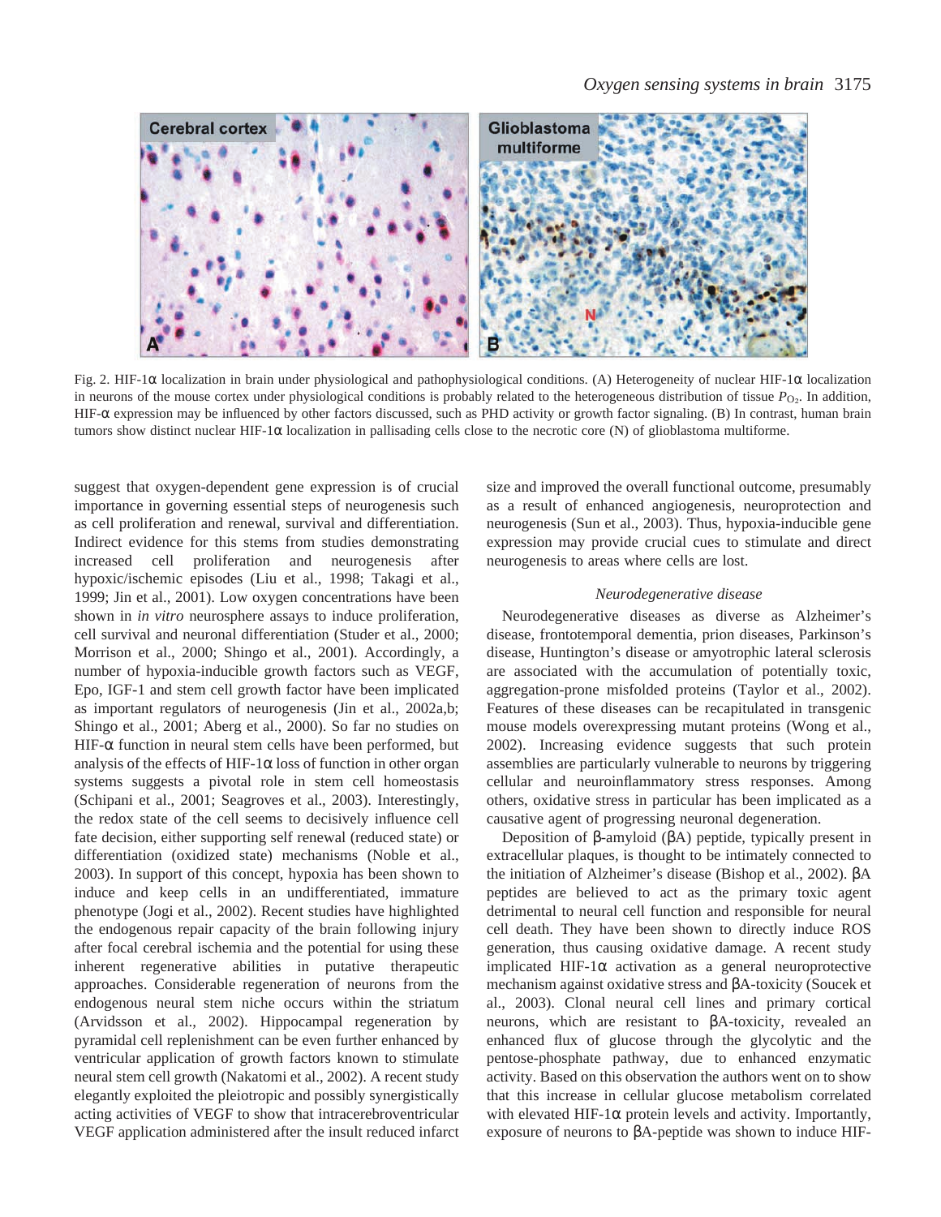Fig. 2. HIF-1α localization in brain under physiological and pathophysiological conditions. (A) Heterogeneity of nuclear HIF-1α localization in neurons of the mouse cortex under physiological conditions is probably related to the heterogeneous distribution of tissue $P_{O_2}$. In addition, HIF-α expression may be influenced by other factors discussed, such as PHD activity or growth factor signaling. (B) In contrast, human brain tumors show distinct nuclear HIF-1α localization in pallisading cells close to the necrotic core (N) of glioblastoma multiforme.

suggest that oxygen-dependent gene expression is of crucial importance in governing essential steps of neurogenesis such as cell proliferation and renewal, survival and differentiation. Indirect evidence for this stems from studies demonstrating increased cell proliferation and neurogenesis after hypoxic/ischemic episodes (Liu et al., 1998; Takagi et al., 1999; Jin et al., 2001). Low oxygen concentrations have been shown in *in vitro* neurosphere assays to induce proliferation, cell survival and neuronal differentiation (Studer et al., 2000; Morrison et al., 2000; Shingo et al., 2001). Accordingly, a number of hypoxia-inducible growth factors such as VEGF, Epo, IGF-1 and stem cell growth factor have been implicated as important regulators of neurogenesis (Jin et al., 2002a,b; Shingo et al., 2001; Aberg et al., 2000). So far no studies on HIF-α function in neural stem cells have been performed, but analysis of the effects of HIF-1α loss of function in other organ systems suggests a pivotal role in stem cell homeostasis (Schipani et al., 2001; Seagroves et al., 2003). Interestingly, the redox state of the cell seems to decisively influence cell fate decision, either supporting self renewal (reduced state) or differentiation (oxidized state) mechanisms (Noble et al., 2003). In support of this concept, hypoxia has been shown to induce and keep cells in an undifferentiated, immature phenotype (Jogi et al., 2002). Recent studies have highlighted the endogenous repair capacity of the brain following injury after focal cerebral ischemia and the potential for using these inherent regenerative abilities in putative therapeutic approaches. Considerable regeneration of neurons from the endogenous neural stem niche occurs within the striatum (Arvidsson et al., 2002). Hippocampal regeneration by pyramidal cell replenishment can be even further enhanced by ventricular application of growth factors known to stimulate neural stem cell growth (Nakatomi et al., 2002). A recent study elegantly exploited the pleiotropic and possibly synergistically acting activities of VEGF to show that intracerebroventricular VEGF application administered after the insult reduced infarct size and improved the overall functional outcome, presumably as a result of enhanced angiogenesis, neuroprotection and neurogenesis (Sun et al., 2003). Thus, hypoxia-inducible gene expression may provide crucial cues to stimulate and direct neurogenesis to areas where cells are lost.

### *Neurodegenerative disease*

Neurodegenerative diseases as diverse as Alzheimer's disease, frontotemporal dementia, prion diseases, Parkinson's disease, Huntington's disease or amyotrophic lateral sclerosis are associated with the accumulation of potentially toxic, aggregation-prone misfolded proteins (Taylor et al., 2002). Features of these diseases can be recapitulated in transgenic mouse models overexpressing mutant proteins (Wong et al., 2002). Increasing evidence suggests that such protein assemblies are particularly vulnerable to neurons by triggering cellular and neuroinflammatory stress responses. Among others, oxidative stress in particular has been implicated as a causative agent of progressing neuronal degeneration.

Deposition of β-amyloid (βA) peptide, typically present in extracellular plaques, is thought to be intimately connected to the initiation of Alzheimer's disease (Bishop et al., 2002). βA peptides are believed to act as the primary toxic agent detrimental to neural cell function and responsible for neural cell death. They have been shown to directly induce ROS generation, thus causing oxidative damage. A recent study implicated HIF-1α activation as a general neuroprotective mechanism against oxidative stress and βA-toxicity (Soucek et al., 2003). Clonal neural cell lines and primary cortical neurons, which are resistant to βA-toxicity, revealed an enhanced flux of glucose through the glycolytic and the pentose-phosphate pathway, due to enhanced enzymatic activity. Based on this observation the authors went on to show that this increase in cellular glucose metabolism correlated with elevated HIF-1α protein levels and activity. Importantly, exposure of neurons to βA-peptide was shown to induce HIF-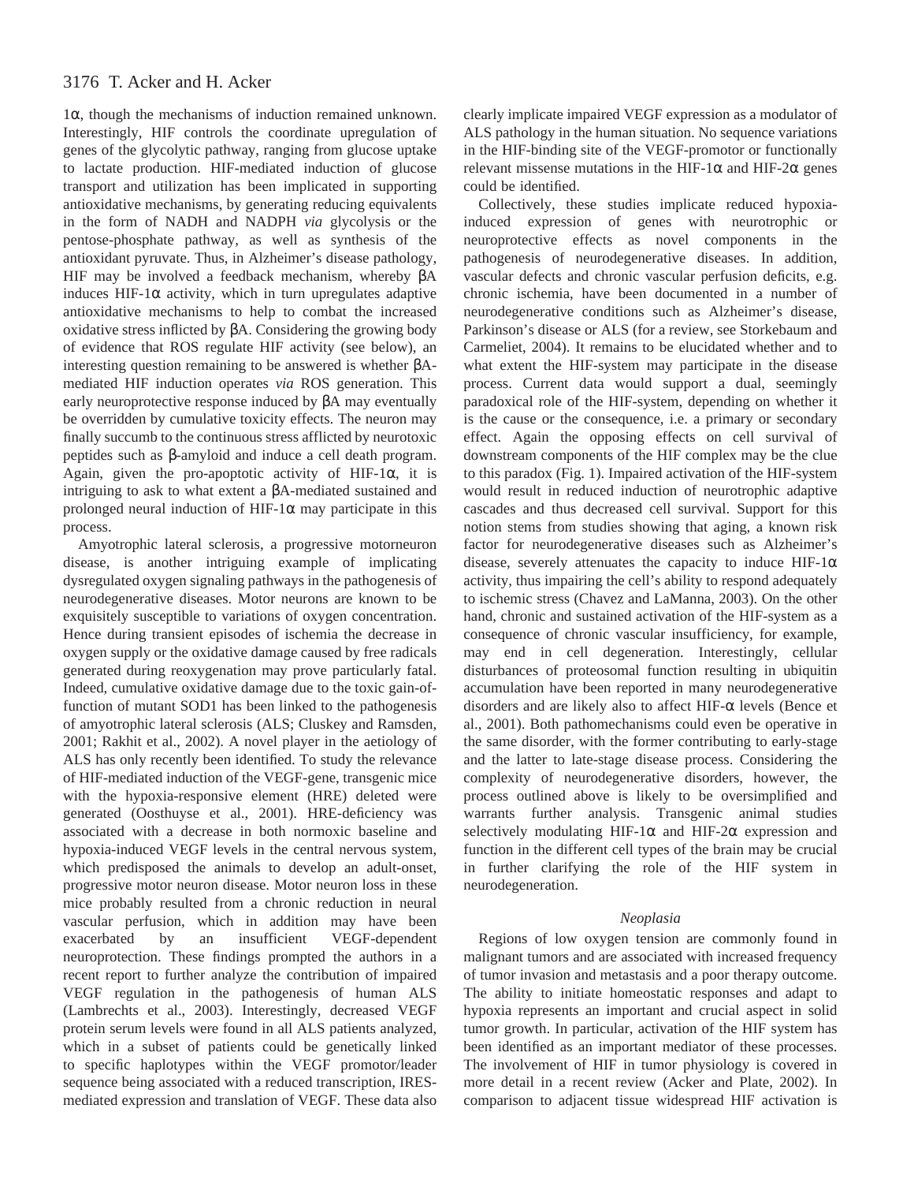1α, though the mechanisms of induction remained unknown. Interestingly, HIF controls the coordinate upregulation of genes of the glycolytic pathway, ranging from glucose uptake to lactate production. HIF-mediated induction of glucose transport and utilization has been implicated in supporting antioxidative mechanisms, by generating reducing equivalents in the form of NADH and NADPH *via* glycolysis or the pentose-phosphate pathway, as well as synthesis of the antioxidant pyruvate. Thus, in Alzheimer's disease pathology, HIF may be involved a feedback mechanism, whereby βA induces HIF-1α activity, which in turn upregulates adaptive antioxidative mechanisms to help to combat the increased oxidative stress inflicted by βA. Considering the growing body of evidence that ROS regulate HIF activity (see below), an interesting question remaining to be answered is whether βA-mediated HIF induction operates *via* ROS generation. This early neuroprotective response induced by βA may eventually be overridden by cumulative toxicity effects. The neuron may finally succumb to the continuous stress afflicted by neurotoxic peptides such as β-amyloid and induce a cell death program. Again, given the pro-apoptotic activity of HIF-1α, it is intriguing to ask to what extent a βA-mediated sustained and prolonged neural induction of HIF-1α may participate in this process.

Amyotrophic lateral sclerosis, a progressive motorneuron disease, is another intriguing example of implicating dysregulated oxygen signaling pathways in the pathogenesis of neurodegenerative diseases. Motor neurons are known to be exquisitely susceptible to variations of oxygen concentration. Hence during transient episodes of ischemia the decrease in oxygen supply or the oxidative damage caused by free radicals generated during reoxygenation may prove particularly fatal. Indeed, cumulative oxidative damage due to the toxic gain-of-function of mutant SOD1 has been linked to the pathogenesis of amyotrophic lateral sclerosis (ALS; Cluskey and Ramsden, 2001; Rakhit et al., 2002). A novel player in the aetiology of ALS has only recently been identified. To study the relevance of HIF-mediated induction of the VEGF-gene, transgenic mice with the hypoxia-responsive element (HRE) deleted were generated (Oosthuyse et al., 2001). HRE-deficiency was associated with a decrease in both normoxic baseline and hypoxia-induced VEGF levels in the central nervous system, which predisposed the animals to develop an adult-onset, progressive motor neuron disease. Motor neuron loss in these mice probably resulted from a chronic reduction in neural vascular perfusion, which in addition may have been exacerbated by an insufficient VEGF-dependent neuroprotection. These findings prompted the authors in a recent report to further analyze the contribution of impaired VEGF regulation in the pathogenesis of human ALS (Lambrechts et al., 2003). Interestingly, decreased VEGF protein serum levels were found in all ALS patients analyzed, which in a subset of patients could be genetically linked to specific haplotypes within the VEGF promotor/leader sequence being associated with a reduced transcription, IRES-mediated expression and translation of VEGF. These data also clearly implicate impaired VEGF expression as a modulator of ALS pathology in the human situation. No sequence variations in the HIF-binding site of the VEGF-promotor or functionally relevant missense mutations in the HIF-1α and HIF-2α genes could be identified.

Collectively, these studies implicate reduced hypoxia-induced expression of genes with neurotrophic or neuroprotective effects as novel components in the pathogenesis of neurodegenerative diseases. In addition, vascular defects and chronic vascular perfusion deficits, e.g. chronic ischemia, have been documented in a number of neurodegenerative conditions such as Alzheimer's disease, Parkinson's disease or ALS (for a review, see Storkebaum and Carmeliet, 2004). It remains to be elucidated whether and to what extent the HIF-system may participate in the disease process. Current data would support a dual, seemingly paradoxical role of the HIF-system, depending on whether it is the cause or the consequence, i.e. a primary or secondary effect. Again the opposing effects on cell survival of downstream components of the HIF complex may be the clue to this paradox (Fig. 1). Impaired activation of the HIF-system would result in reduced induction of neurotrophic adaptive cascades and thus decreased cell survival. Support for this notion stems from studies showing that aging, a known risk factor for neurodegenerative diseases such as Alzheimer's disease, severely attenuates the capacity to induce HIF-1α activity, thus impairing the cell's ability to respond adequately to ischemic stress (Chavez and LaManna, 2003). On the other hand, chronic and sustained activation of the HIF-system as a consequence of chronic vascular insufficiency, for example, may end in cell degeneration. Interestingly, cellular disturbances of proteosomal function resulting in ubiquitin accumulation have been reported in many neurodegenerative disorders and are likely also to affect HIF-α levels (Bence et al., 2001). Both pathomechanisms could even be operative in the same disorder, with the former contributing to early-stage and the latter to late-stage disease process. Considering the complexity of neurodegenerative disorders, however, the process outlined above is likely to be oversimplified and warrants further analysis. Transgenic animal studies selectively modulating HIF-1α and HIF-2α expression and function in the different cell types of the brain may be crucial in further clarifying the role of the HIF system in neurodegeneration.

### *Neoplasia*

Regions of low oxygen tension are commonly found in malignant tumors and are associated with increased frequency of tumor invasion and metastasis and a poor therapy outcome. The ability to initiate homeostatic responses and adapt to hypoxia represents an important and crucial aspect in solid tumor growth. In particular, activation of the HIF system has been identified as an important mediator of these processes. The involvement of HIF in tumor physiology is covered in more detail in a recent review (Acker and Plate, 2002). In comparison to adjacent tissue widespread HIF activation is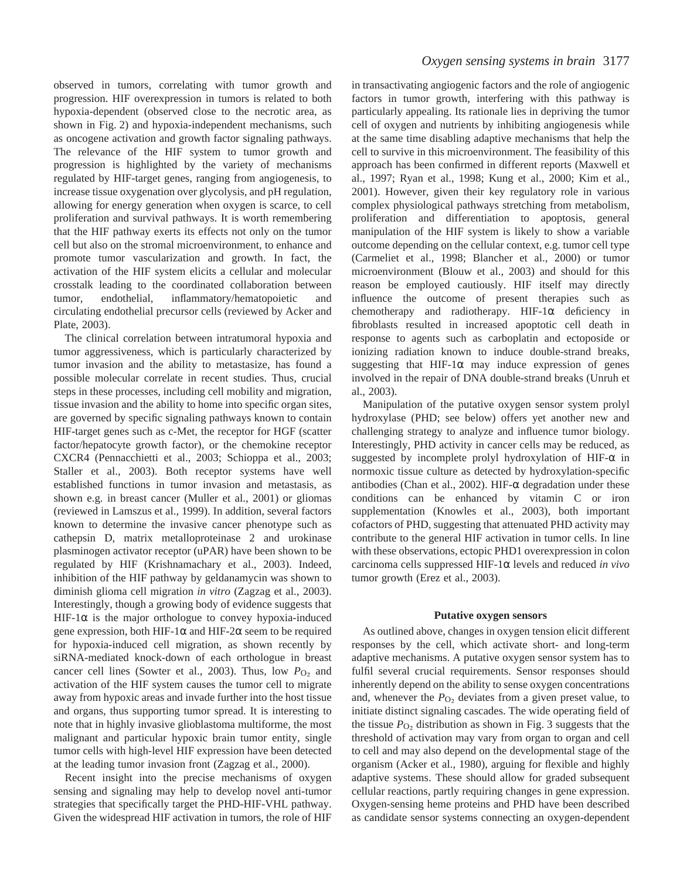observed in tumors, correlating with tumor growth and progression. HIF overexpression in tumors is related to both hypoxia-dependent (observed close to the necrotic area, as shown in Fig. 2) and hypoxia-independent mechanisms, such as oncogene activation and growth factor signaling pathways. The relevance of the HIF system to tumor growth and progression is highlighted by the variety of mechanisms regulated by HIF-target genes, ranging from angiogenesis, to increase tissue oxygenation over glycolysis, and pH regulation, allowing for energy generation when oxygen is scarce, to cell proliferation and survival pathways. It is worth remembering that the HIF pathway exerts its effects not only on the tumor cell but also on the stromal microenvironment, to enhance and promote tumor vascularization and growth. In fact, the activation of the HIF system elicits a cellular and molecular crosstalk leading to the coordinated collaboration between tumor, endothelial, inflammatory/hematopoietic and circulating endothelial precursor cells (reviewed by Acker and Plate, 2003).

The clinical correlation between intratumoral hypoxia and tumor aggressiveness, which is particularly characterized by tumor invasion and the ability to metastasize, has found a possible molecular correlate in recent studies. Thus, crucial steps in these processes, including cell mobility and migration, tissue invasion and the ability to home into specific organ sites, are governed by specific signaling pathways known to contain HIF-target genes such as c-Met, the receptor for HGF (scatter factor/hepatocyte growth factor), or the chemokine receptor CXCR4 (Pennacchietti et al., 2003; Schioppa et al., 2003; Staller et al., 2003). Both receptor systems have well established functions in tumor invasion and metastasis, as shown e.g. in breast cancer (Muller et al., 2001) or gliomas (reviewed in Lamszus et al., 1999). In addition, several factors known to determine the invasive cancer phenotype such as cathepsin D, matrix metalloproteinase 2 and urokinase plasminogen activator receptor (uPAR) have been shown to be regulated by HIF (Krishnamachary et al., 2003). Indeed, inhibition of the HIF pathway by geldanamycin was shown to diminish glioma cell migration *in vitro* (Zagzag et al., 2003). Interestingly, though a growing body of evidence suggests that HIF-1α is the major orthologue to convey hypoxia-induced gene expression, both HIF-1α and HIF-2α seem to be required for hypoxia-induced cell migration, as shown recently by siRNA-mediated knock-down of each orthologue in breast cancer cell lines (Sowter et al., 2003). Thus, low $P_{O_2}$ and activation of the HIF system causes the tumor cell to migrate away from hypoxic areas and invade further into the host tissue and organs, thus supporting tumor spread. It is interesting to note that in highly invasive glioblastoma multiforme, the most malignant and particular hypoxic brain tumor entity, single tumor cells with high-level HIF expression have been detected at the leading tumor invasion front (Zagzag et al., 2000).

Recent insight into the precise mechanisms of oxygen sensing and signaling may help to develop novel anti-tumor strategies that specifically target the PHD-HIF-VHL pathway. Given the widespread HIF activation in tumors, the role of HIF in transactivating angiogenic factors and the role of angiogenic factors in tumor growth, interfering with this pathway is particularly appealing. Its rationale lies in depriving the tumor cell of oxygen and nutrients by inhibiting angiogenesis while at the same time disabling adaptive mechanisms that help the cell to survive in this microenvironment. The feasibility of this approach has been confirmed in different reports (Maxwell et al., 1997; Ryan et al., 1998; Kung et al., 2000; Kim et al., 2001). However, given their key regulatory role in various complex physiological pathways stretching from metabolism, proliferation and differentiation to apoptosis, general manipulation of the HIF system is likely to show a variable outcome depending on the cellular context, e.g. tumor cell type (Carmeliet et al., 1998; Blancher et al., 2000) or tumor microenvironment (Blouw et al., 2003) and should for this reason be employed cautiously. HIF itself may directly influence the outcome of present therapies such as chemotherapy and radiotherapy. HIF-1α deficiency in fibroblasts resulted in increased apoptotic cell death in response to agents such as carboplatin and ectoposide or ionizing radiation known to induce double-strand breaks, suggesting that HIF-1α may induce expression of genes involved in the repair of DNA double-strand breaks (Unruh et al., 2003).

Manipulation of the putative oxygen sensor system prolyl hydroxylase (PHD; see below) offers yet another new and challenging strategy to analyze and influence tumor biology. Interestingly, PHD activity in cancer cells may be reduced, as suggested by incomplete prolyl hydroxylation of HIF-α in normoxic tissue culture as detected by hydroxylation-specific antibodies (Chan et al., 2002). HIF-α degradation under these conditions can be enhanced by vitamin C or iron supplementation (Knowles et al., 2003), both important cofactors of PHD, suggesting that attenuated PHD activity may contribute to the general HIF activation in tumor cells. In line with these observations, ectopic PHD1 overexpression in colon carcinoma cells suppressed HIF-1α levels and reduced *in vivo* tumor growth (Erez et al., 2003).

## Putative oxygen sensors

As outlined above, changes in oxygen tension elicit different responses by the cell, which activate short- and long-term adaptive mechanisms. A putative oxygen sensor system has to fulfil several crucial requirements. Sensor responses should inherently depend on the ability to sense oxygen concentrations and, whenever the $P_{O_2}$ deviates from a given preset value, to initiate distinct signaling cascades. The wide operating field of the tissue $P_{O_2}$ distribution as shown in Fig. 3 suggests that the threshold of activation may vary from organ to organ and cell to cell and may also depend on the developmental stage of the organism (Acker et al., 1980), arguing for flexible and highly adaptive systems. These should allow for graded subsequent cellular reactions, partly requiring changes in gene expression. Oxygen-sensing heme proteins and PHD have been described as candidate sensor systems connecting an oxygen-dependent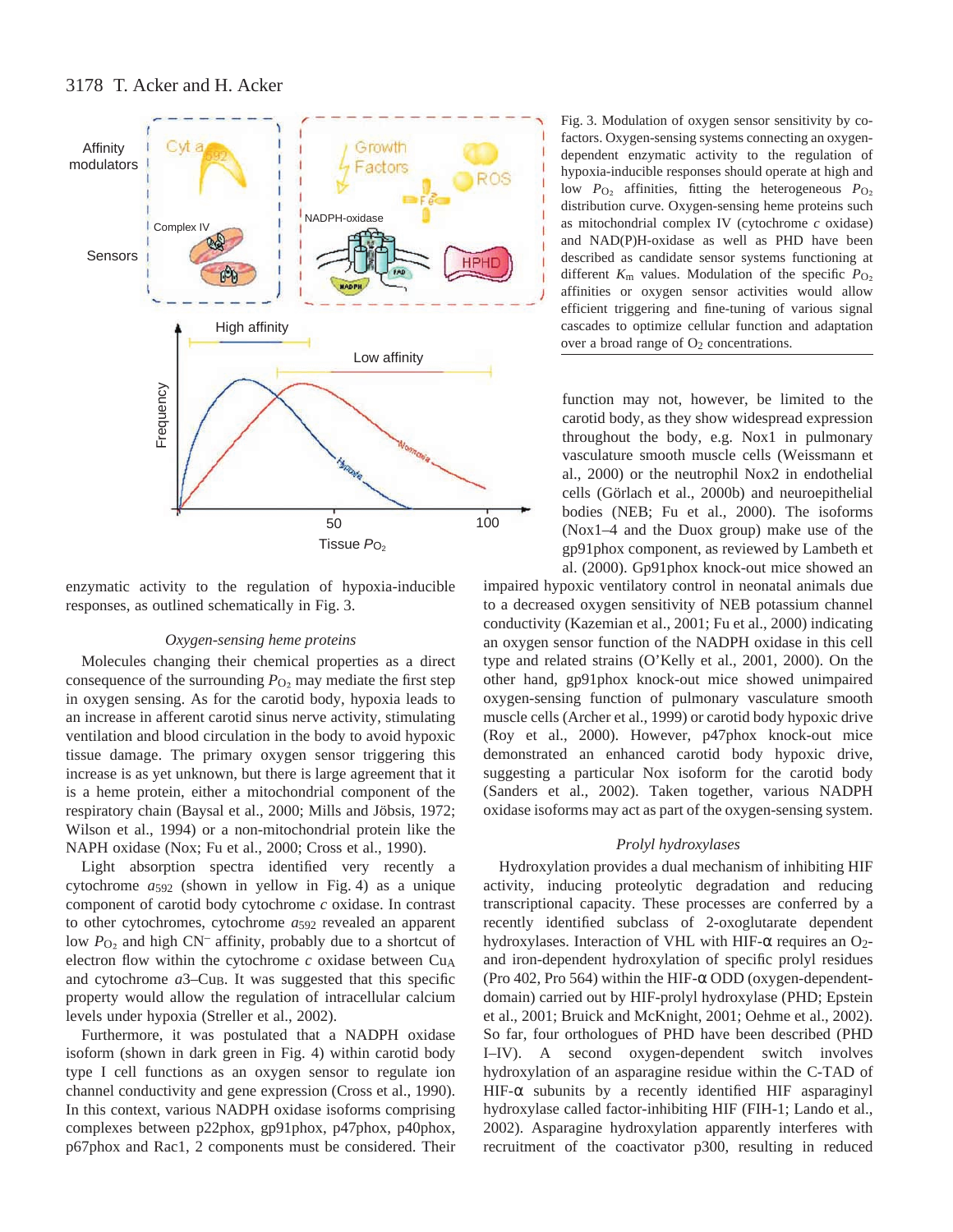Fig. 3. Modulation of oxygen sensor sensitivity by co-factors. Oxygen-sensing systems connecting an oxygen-dependent enzymatic activity to the regulation of hypoxia-inducible responses should operate at high and low $P_{O_2}$ affinities, fitting the heterogeneous $P_{O_2}$ distribution curve. Oxygen-sensing heme proteins such as mitochondrial complex IV (cytochrome *c* oxidase) and NAD(P)H-oxidase as well as PHD have been described as candidate sensor systems functioning at different $K_m$ values. Modulation of the specific $P_{O_2}$ affinities or oxygen sensor activities would allow efficient triggering and fine-tuning of various signal cascades to optimize cellular function and adaptation over a broad range of $O_2$ concentrations.

enzymatic activity to the regulation of hypoxia-inducible responses, as outlined schematically in Fig. 3.

### *Oxygen-sensing heme proteins*

Molecules changing their chemical properties as a direct consequence of the surrounding $P_{O_2}$ may mediate the first step in oxygen sensing. As for the carotid body, hypoxia leads to an increase in afferent carotid sinus nerve activity, stimulating ventilation and blood circulation in the body to avoid hypoxic tissue damage. The primary oxygen sensor triggering this increase is as yet unknown, but there is large agreement that it is a heme protein, either a mitochondrial component of the respiratory chain (Baysal et al., 2000; Mills and Jöbsis, 1972; Wilson et al., 1994) or a non-mitochondrial protein like the NAPH oxidase (Nox; Fu et al., 2000; Cross et al., 1990).

Light absorption spectra identified very recently a cytochrome $a_{592}$ (shown in yellow in Fig. 4) as a unique component of carotid body cytochrome *c* oxidase. In contrast to other cytochromes, cytochrome $a_{592}$ revealed an apparent low $P_{O_2}$ and high $CN^-$ affinity, probably due to a shortcut of electron flow within the cytochrome *c* oxidase between $Cu_A$ and cytochrome $a3$–$Cu_B$. It was suggested that this specific property would allow the regulation of intracellular calcium levels under hypoxia (Streller et al., 2002).

Furthermore, it was postulated that a NADPH oxidase isoform (shown in dark green in Fig. 4) within carotid body type I cell functions as an oxygen sensor to regulate ion channel conductivity and gene expression (Cross et al., 1990). In this context, various NADPH oxidase isoforms comprising complexes between p22phox, gp91phox, p47phox, p40phox, p67phox and Rac1, 2 components must be considered. Their function may not, however, be limited to the carotid body, as they show widespread expression throughout the body, e.g. Nox1 in pulmonary vasculature smooth muscle cells (Weissmann et al., 2000) or the neutrophil Nox2 in endothelial cells (Görlach et al., 2000b) and neuroepithelial bodies (NEB; Fu et al., 2000). The isoforms (Nox1–4 and the Duox group) make use of the gp91phox component, as reviewed by Lambeth et al. (2000). Gp91phox knock-out mice showed an impaired hypoxic ventilatory control in neonatal animals due to a decreased oxygen sensitivity of NEB potassium channel conductivity (Kazemian et al., 2001; Fu et al., 2000) indicating an oxygen sensor function of the NADPH oxidase in this cell type and related strains (O'Kelly et al., 2001, 2000). On the other hand, gp91phox knock-out mice showed unimpaired oxygen-sensing function of pulmonary vasculature smooth muscle cells (Archer et al., 1999) or carotid body hypoxic drive (Roy et al., 2000). However, p47phox knock-out mice demonstrated an enhanced carotid body hypoxic drive, suggesting a particular Nox isoform for the carotid body (Sanders et al., 2002). Taken together, various NADPH oxidase isoforms may act as part of the oxygen-sensing system.

### *Prolyl hydroxylases*

Hydroxylation provides a dual mechanism of inhibiting HIF activity, inducing proteolytic degradation and reducing transcriptional capacity. These processes are conferred by a recently identified subclass of 2-oxoglutarate dependent hydroxylases. Interaction of VHL with HIF-α requires an $O_2$- and iron-dependent hydroxylation of specific prolyl residues (Pro 402, Pro 564) within the HIF-α ODD (oxygen-dependent-domain) carried out by HIF-prolyl hydroxylase (PHD; Epstein et al., 2001; Bruick and McKnight, 2001; Oehme et al., 2002). So far, four orthologues of PHD have been described (PHD I–IV). A second oxygen-dependent switch involves hydroxylation of an asparagine residue within the C-TAD of HIF-α subunits by a recently identified HIF asparaginyl hydroxylase called factor-inhibiting HIF (FIH-1; Lando et al., 2002). Asparagine hydroxylation apparently interferes with recruitment of the coactivator p300, resulting in reduced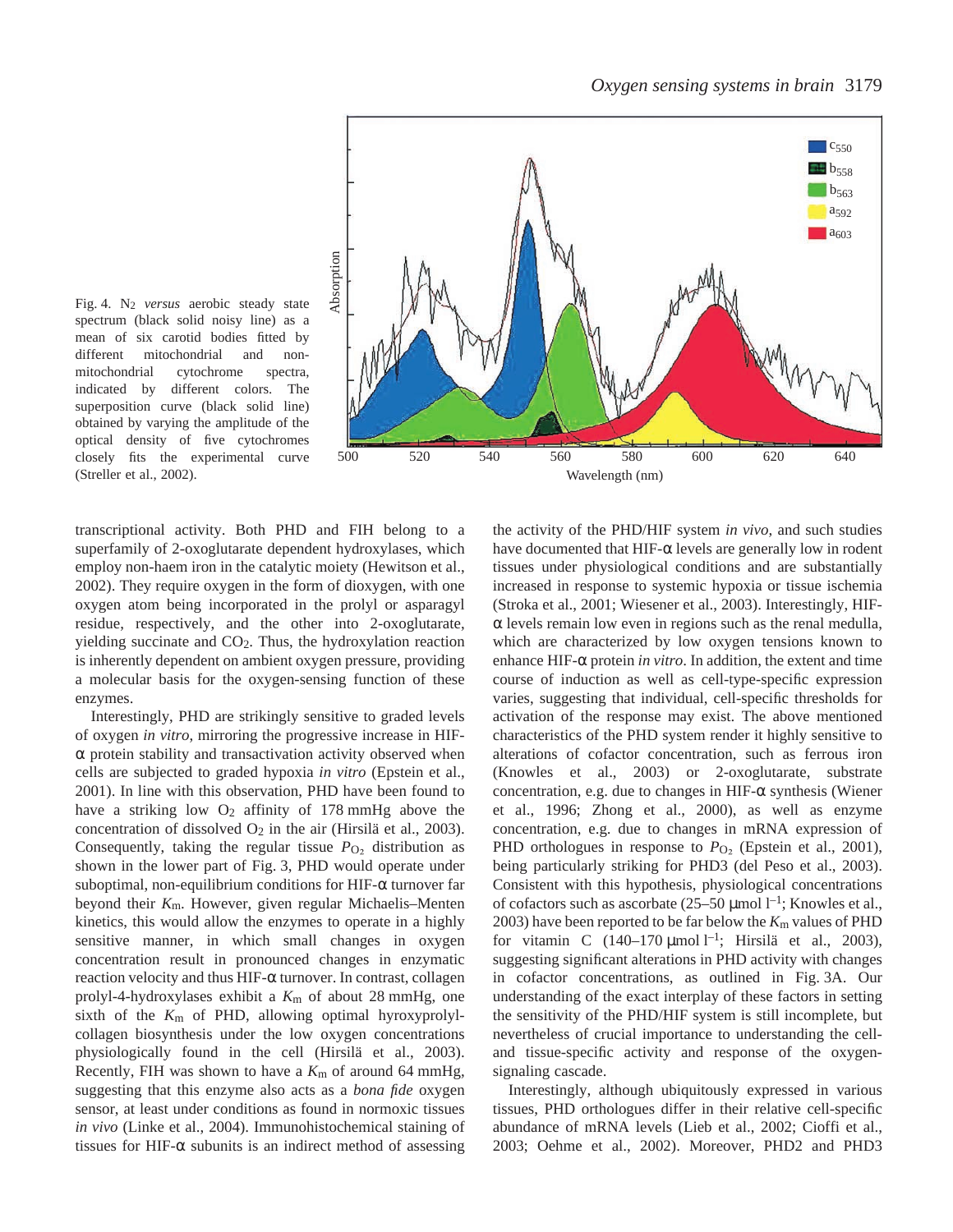Fig. 4. $N_2$ *versus* aerobic steady state spectrum (black solid noisy line) as a mean of six carotid bodies fitted by different mitochondrial and non-mitochondrial cytochrome spectra, indicated by different colors. The superposition curve (black solid line) obtained by varying the amplitude of the optical density of five cytochromes closely fits the experimental curve (Streller et al., 2002).

transcriptional activity. Both PHD and FIH belong to a superfamily of 2-oxoglutarate dependent hydroxylases, which employ non-haem iron in the catalytic moiety (Hewitson et al., 2002). They require oxygen in the form of dioxygen, with one oxygen atom being incorporated in the prolyl or asparagyl residue, respectively, and the other into 2-oxoglutarate, yielding succinate and $CO_2$. Thus, the hydroxylation reaction is inherently dependent on ambient oxygen pressure, providing a molecular basis for the oxygen-sensing function of these enzymes.

Interestingly, PHD are strikingly sensitive to graded levels of oxygen *in vitro*, mirroring the progressive increase in HIF-α protein stability and transactivation activity observed when cells are subjected to graded hypoxia *in vitro* (Epstein et al., 2001). In line with this observation, PHD have been found to have a striking low $O_2$ affinity of 178 mmHg above the concentration of dissolved $O_2$ in the air (Hirsilä et al., 2003). Consequently, taking the regular tissue $P_{O_2}$ distribution as shown in the lower part of Fig. 3, PHD would operate under suboptimal, non-equilibrium conditions for HIF-α turnover far beyond their $K_m$. However, given regular Michaelis–Menten kinetics, this would allow the enzymes to operate in a highly sensitive manner, in which small changes in oxygen concentration result in pronounced changes in enzymatic reaction velocity and thus HIF-α turnover. In contrast, collagen prolyl-4-hydroxylases exhibit a $K_m$ of about 28 mmHg, one sixth of the $K_m$ of PHD, allowing optimal hyroxyprolyl-collagen biosynthesis under the low oxygen concentrations physiologically found in the cell (Hirsilä et al., 2003). Recently, FIH was shown to have a $K_m$ of around 64 mmHg, suggesting that this enzyme also acts as a *bona fide* oxygen sensor, at least under conditions as found in normoxic tissues *in vivo* (Linke et al., 2004). Immunohistochemical staining of tissues for HIF-α subunits is an indirect method of assessing the activity of the PHD/HIF system *in vivo*, and such studies have documented that HIF-α levels are generally low in rodent tissues under physiological conditions and are substantially increased in response to systemic hypoxia or tissue ischemia (Stroka et al., 2001; Wiesener et al., 2003). Interestingly, HIF-α levels remain low even in regions such as the renal medulla, which are characterized by low oxygen tensions known to enhance HIF-α protein *in vitro*. In addition, the extent and time course of induction as well as cell-type-specific expression varies, suggesting that individual, cell-specific thresholds for activation of the response may exist. The above mentioned characteristics of the PHD system render it highly sensitive to alterations of cofactor concentration, such as ferrous iron (Knowles et al., 2003) or 2-oxoglutarate, substrate concentration, e.g. due to changes in HIF-α synthesis (Wiener et al., 1996; Zhong et al., 2000), as well as enzyme concentration, e.g. due to changes in mRNA expression of PHD orthologues in response to $P_{O_2}$ (Epstein et al., 2001), being particularly striking for PHD3 (del Peso et al., 2003). Consistent with this hypothesis, physiological concentrations of cofactors such as ascorbate (25–50 μmol $l^{-1}$; Knowles et al., 2003) have been reported to be far below the $K_m$ values of PHD for vitamin C (140–170 μmol $l^{-1}$; Hirsilä et al., 2003), suggesting significant alterations in PHD activity with changes in cofactor concentrations, as outlined in Fig. 3A. Our understanding of the exact interplay of these factors in setting the sensitivity of the PHD/HIF system is still incomplete, but nevertheless of crucial importance to understanding the cell- and tissue-specific activity and response of the oxygen-signaling cascade.

Interestingly, although ubiquitously expressed in various tissues, PHD orthologues differ in their relative cell-specific abundance of mRNA levels (Lieb et al., 2002; Cioffi et al., 2003; Oehme et al., 2002). Moreover, PHD2 and PHD3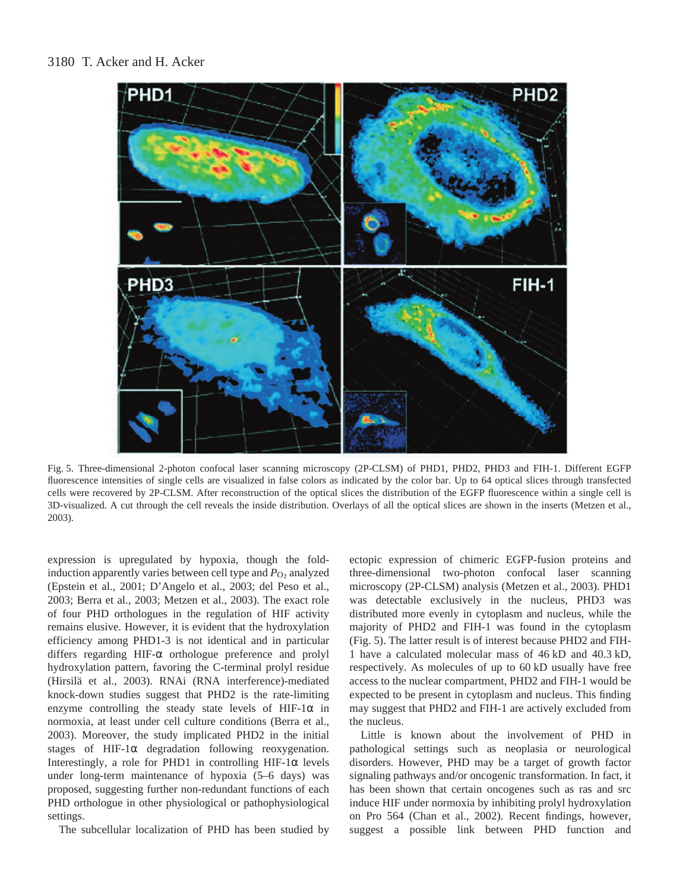Fig. 5. Three-dimensional 2-photon confocal laser scanning microscopy (2P-CLSM) of PHD1, PHD2, PHD3 and FIH-1. Different EGFP fluorescence intensities of single cells are visualized in false colors as indicated by the color bar. Up to 64 optical slices through transfected cells were recovered by 2P-CLSM. After reconstruction of the optical slices the distribution of the EGFP fluorescence within a single cell is 3D-visualized. A cut through the cell reveals the inside distribution. Overlays of all the optical slices are shown in the inserts (Metzen et al., 2003).

expression is upregulated by hypoxia, though the fold-induction apparently varies between cell type and $P_{O_2}$ analyzed (Epstein et al., 2001; D'Angelo et al., 2003; del Peso et al., 2003; Berra et al., 2003; Metzen et al., 2003). The exact role of four PHD orthologues in the regulation of HIF activity remains elusive. However, it is evident that the hydroxylation efficiency among PHD1-3 is not identical and in particular differs regarding HIF-α orthologue preference and prolyl hydroxylation pattern, favoring the C-terminal prolyl residue (Hirsilä et al., 2003). RNAi (RNA interference)-mediated knock-down studies suggest that PHD2 is the rate-limiting enzyme controlling the steady state levels of HIF-1α in normoxia, at least under cell culture conditions (Berra et al., 2003). Moreover, the study implicated PHD2 in the initial stages of HIF-1α degradation following reoxygenation. Interestingly, a role for PHD1 in controlling HIF-1α levels under long-term maintenance of hypoxia (5–6 days) was proposed, suggesting further non-redundant functions of each PHD orthologue in other physiological or pathophysiological settings.

The subcellular localization of PHD has been studied by ectopic expression of chimeric EGFP-fusion proteins and three-dimensional two-photon confocal laser scanning microscopy (2P-CLSM) analysis (Metzen et al., 2003). PHD1 was detectable exclusively in the nucleus, PHD3 was distributed more evenly in cytoplasm and nucleus, while the majority of PHD2 and FIH-1 was found in the cytoplasm (Fig. 5). The latter result is of interest because PHD2 and FIH-1 have a calculated molecular mass of 46 kD and 40.3 kD, respectively. As molecules of up to 60 kD usually have free access to the nuclear compartment, PHD2 and FIH-1 would be expected to be present in cytoplasm and nucleus. This finding may suggest that PHD2 and FIH-1 are actively excluded from the nucleus.

Little is known about the involvement of PHD in pathological settings such as neoplasia or neurological disorders. However, PHD may be a target of growth factor signaling pathways and/or oncogenic transformation. In fact, it has been shown that certain oncogenes such as ras and src induce HIF under normoxia by inhibiting prolyl hydroxylation on Pro 564 (Chan et al., 2002). Recent findings, however, suggest a possible link between PHD function and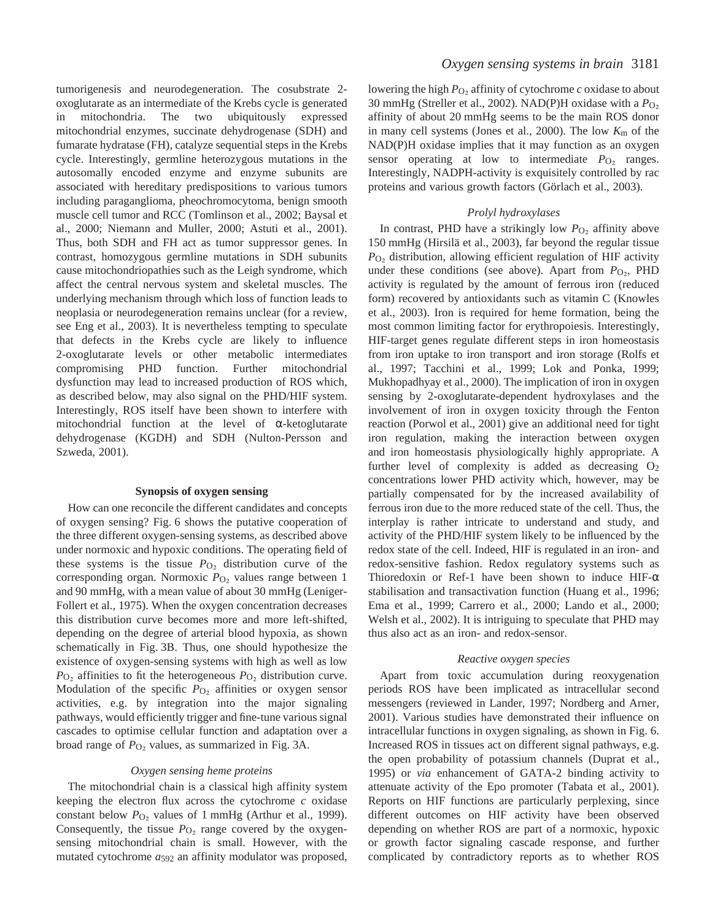tumorigenesis and neurodegeneration. The cosubstrate 2-oxoglutarate as an intermediate of the Krebs cycle is generated in mitochondria. The two ubiquitously expressed mitochondrial enzymes, succinate dehydrogenase (SDH) and fumarate hydratase (FH), catalyze sequential steps in the Krebs cycle. Interestingly, germline heterozygous mutations in the autosomally encoded enzyme and enzyme subunits are associated with hereditary predispositions to various tumors including paraganglioma, pheochromocytoma, benign smooth muscle cell tumor and RCC (Tomlinson et al., 2002; Baysal et al., 2000; Niemann and Muller, 2000; Astuti et al., 2001). Thus, both SDH and FH act as tumor suppressor genes. In contrast, homozygous germline mutations in SDH subunits cause mitochondriopathies such as the Leigh syndrome, which affect the central nervous system and skeletal muscles. The underlying mechanism through which loss of function leads to neoplasia or neurodegeneration remains unclear (for a review, see Eng et al., 2003). It is nevertheless tempting to speculate that defects in the Krebs cycle are likely to influence 2-oxoglutarate levels or other metabolic intermediates compromising PHD function. Further mitochondrial dysfunction may lead to increased production of ROS which, as described below, may also signal on the PHD/HIF system. Interestingly, ROS itself have been shown to interfere with mitochondrial function at the level of α-ketoglutarate dehydrogenase (KGDH) and SDH (Nulton-Persson and Szweda, 2001).

## Synopsis of oxygen sensing

How can one reconcile the different candidates and concepts of oxygen sensing? Fig. 6 shows the putative cooperation of the three different oxygen-sensing systems, as described above under normoxic and hypoxic conditions. The operating field of these systems is the tissue $P_{O_2}$ distribution curve of the corresponding organ. Normoxic $P_{O_2}$ values range between 1 and 90 mmHg, with a mean value of about 30 mmHg (Leniger-Follert et al., 1975). When the oxygen concentration decreases this distribution curve becomes more and more left-shifted, depending on the degree of arterial blood hypoxia, as shown schematically in Fig. 3B. Thus, one should hypothesize the existence of oxygen-sensing systems with high as well as low $P_{O_2}$ affinities to fit the heterogeneous $P_{O_2}$ distribution curve. Modulation of the specific $P_{O_2}$ affinities or oxygen sensor activities, e.g. by integration into the major signaling pathways, would efficiently trigger and fine-tune various signal cascades to optimise cellular function and adaptation over a broad range of $P_{O_2}$ values, as summarized in Fig. 3A.

### *Oxygen sensing heme proteins*

The mitochondrial chain is a classical high affinity system keeping the electron flux across the cytochrome *c* oxidase constant below $P_{O_2}$ values of 1 mmHg (Arthur et al., 1999). Consequently, the tissue $P_{O_2}$ range covered by the oxygen-sensing mitochondrial chain is small. However, with the mutated cytochrome $a_{592}$ an affinity modulator was proposed, lowering the high $P_{O_2}$ affinity of cytochrome *c* oxidase to about 30 mmHg (Streller et al., 2002). NAD(P)H oxidase with a $P_{O_2}$ affinity of about 20 mmHg seems to be the main ROS donor in many cell systems (Jones et al., 2000). The low $K_m$ of the NAD(P)H oxidase implies that it may function as an oxygen sensor operating at low to intermediate $P_{O_2}$ ranges. Interestingly, NADPH-activity is exquisitely controlled by rac proteins and various growth factors (Görlach et al., 2003).

### *Prolyl hydroxylases*

In contrast, PHD have a strikingly low $P_{O_2}$ affinity above 150 mmHg (Hirsilä et al., 2003), far beyond the regular tissue $P_{O_2}$ distribution, allowing efficient regulation of HIF activity under these conditions (see above). Apart from $P_{O_2}$, PHD activity is regulated by the amount of ferrous iron (reduced form) recovered by antioxidants such as vitamin C (Knowles et al., 2003). Iron is required for heme formation, being the most common limiting factor for erythropoiesis. Interestingly, HIF-target genes regulate different steps in iron homeostasis from iron uptake to iron transport and iron storage (Rolfs et al., 1997; Tacchini et al., 1999; Lok and Ponka, 1999; Mukhopadhyay et al., 2000). The implication of iron in oxygen sensing by 2-oxoglutarate-dependent hydroxylases and the involvement of iron in oxygen toxicity through the Fenton reaction (Porwol et al., 2001) give an additional need for tight iron regulation, making the interaction between oxygen and iron homeostasis physiologically highly appropriate. A further level of complexity is added as decreasing $O_2$ concentrations lower PHD activity which, however, may be partially compensated for by the increased availability of ferrous iron due to the more reduced state of the cell. Thus, the interplay is rather intricate to understand and study, and activity of the PHD/HIF system likely to be influenced by the redox state of the cell. Indeed, HIF is regulated in an iron- and redox-sensitive fashion. Redox regulatory systems such as Thioredoxin or Ref-1 have been shown to induce HIF-α stabilisation and transactivation function (Huang et al., 1996; Ema et al., 1999; Carrero et al., 2000; Lando et al., 2000; Welsh et al., 2002). It is intriguing to speculate that PHD may thus also act as an iron- and redox-sensor.

### *Reactive oxygen species*

Apart from toxic accumulation during reoxygenation periods ROS have been implicated as intracellular second messengers (reviewed in Lander, 1997; Nordberg and Arner, 2001). Various studies have demonstrated their influence on intracellular functions in oxygen signaling, as shown in Fig. 6. Increased ROS in tissues act on different signal pathways, e.g. the open probability of potassium channels (Duprat et al., 1995) or *via* enhancement of GATA-2 binding activity to attenuate activity of the Epo promoter (Tabata et al., 2001). Reports on HIF functions are particularly perplexing, since different outcomes on HIF activity have been observed depending on whether ROS are part of a normoxic, hypoxic or growth factor signaling cascade response, and further complicated by contradictory reports as to whether ROS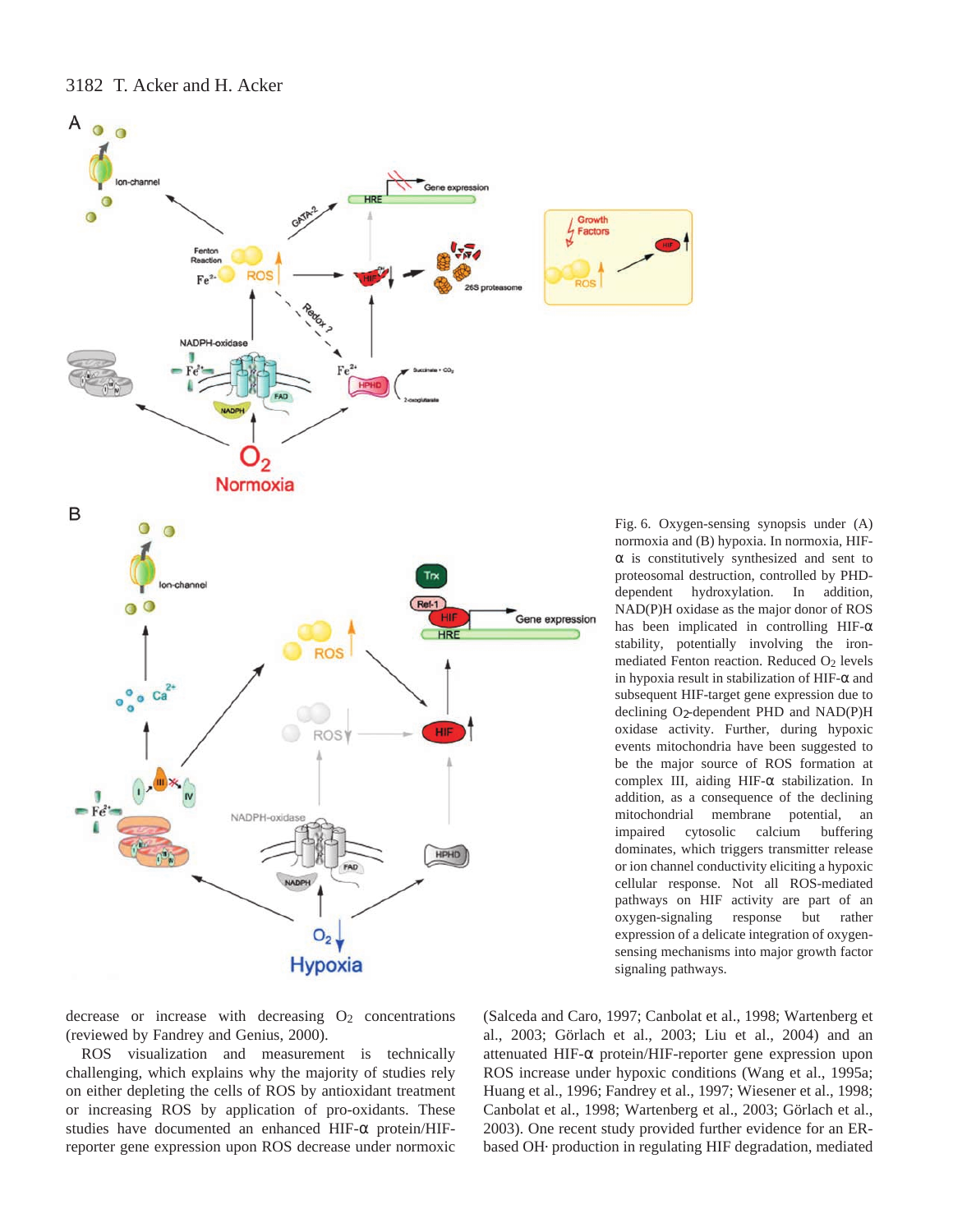Fig. 6. Oxygen-sensing synopsis under (A) normoxia and (B) hypoxia. In normoxia, HIF-α is constitutively synthesized and sent to proteosomal destruction, controlled by PHD-dependent hydroxylation. In addition, NAD(P)H oxidase as the major donor of ROS has been implicated in controlling HIF-α stability, potentially involving the iron-mediated Fenton reaction. Reduced $O_2$ levels in hypoxia result in stabilization of HIF-α and subsequent HIF-target gene expression due to declining $O_2$-dependent PHD and NAD(P)H oxidase activity. Further, during hypoxic events mitochondria have been suggested to be the major source of ROS formation at complex III, aiding HIF-α stabilization. In addition, as a consequence of the declining mitochondrial membrane potential, an impaired cytosolic calcium buffering dominates, which triggers transmitter release or ion channel conductivity eliciting a hypoxic cellular response. Not all ROS-mediated pathways on HIF activity are part of an oxygen-signaling response but rather expression of a delicate integration of oxygen-sensing mechanisms into major growth factor signaling pathways.

decrease or increase with decreasing $O_2$ concentrations (reviewed by Fandrey and Genius, 2000).

ROS visualization and measurement is technically challenging, which explains why the majority of studies rely on either depleting the cells of ROS by antioxidant treatment or increasing ROS by application of pro-oxidants. These studies have documented an enhanced HIF-α protein/HIF-reporter gene expression upon ROS decrease under normoxic (Salceda and Caro, 1997; Canbolat et al., 1998; Wartenberg et al., 2003; Görlach et al., 2003; Liu et al., 2004) and an attenuated HIF-α protein/HIF-reporter gene expression upon ROS increase under hypoxic conditions (Wang et al., 1995a; Huang et al., 1996; Fandrey et al., 1997; Wiesener et al., 1998; Canbolat et al., 1998; Wartenberg et al., 2003; Görlach et al., 2003). One recent study provided further evidence for an ER-based OH· production in regulating HIF degradation, mediated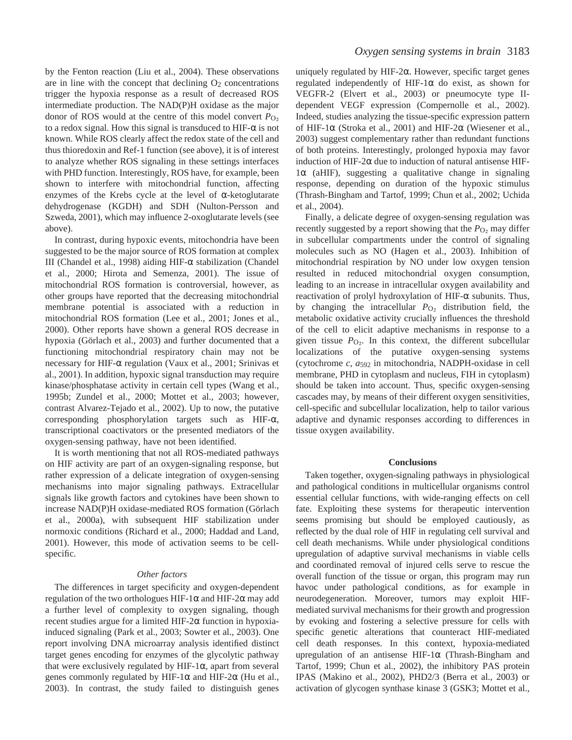by the Fenton reaction (Liu et al., 2004). These observations are in line with the concept that declining $O_2$ concentrations trigger the hypoxia response as a result of decreased ROS intermediate production. The NAD(P)H oxidase as the major donor of ROS would at the centre of this model convert $P_{O_2}$ to a redox signal. How this signal is transduced to HIF-α is not known. While ROS clearly affect the redox state of the cell and thus thioredoxin and Ref-1 function (see above), it is of interest to analyze whether ROS signaling in these settings interfaces with PHD function. Interestingly, ROS have, for example, been shown to interfere with mitochondrial function, affecting enzymes of the Krebs cycle at the level of α-ketoglutarate dehydrogenase (KGDH) and SDH (Nulton-Persson and Szweda, 2001), which may influence 2-oxoglutarate levels (see above).

In contrast, during hypoxic events, mitochondria have been suggested to be the major source of ROS formation at complex III (Chandel et al., 1998) aiding HIF-α stabilization (Chandel et al., 2000; Hirota and Semenza, 2001). The issue of mitochondrial ROS formation is controversial, however, as other groups have reported that the decreasing mitochondrial membrane potential is associated with a reduction in mitochondrial ROS formation (Lee et al., 2001; Jones et al., 2000). Other reports have shown a general ROS decrease in hypoxia (Görlach et al., 2003) and further documented that a functioning mitochondrial respiratory chain may not be necessary for HIF-α regulation (Vaux et al., 2001; Srinivas et al., 2001). In addition, hypoxic signal transduction may require kinase/phosphatase activity in certain cell types (Wang et al., 1995b; Zundel et al., 2000; Mottet et al., 2003; however, contrast Alvarez-Tejado et al., 2002). Up to now, the putative corresponding phosphorylation targets such as HIF-α, transcriptional coactivators or the presented mediators of the oxygen-sensing pathway, have not been identified.

It is worth mentioning that not all ROS-mediated pathways on HIF activity are part of an oxygen-signaling response, but rather expression of a delicate integration of oxygen-sensing mechanisms into major signaling pathways. Extracellular signals like growth factors and cytokines have been shown to increase NAD(P)H oxidase-mediated ROS formation (Görlach et al., 2000a), with subsequent HIF stabilization under normoxic conditions (Richard et al., 2000; Haddad and Land, 2001). However, this mode of activation seems to be cell-specific.

### *Other factors*

The differences in target specificity and oxygen-dependent regulation of the two orthologues HIF-1α and HIF-2α may add a further level of complexity to oxygen signaling, though recent studies argue for a limited HIF-2α function in hypoxia-induced signaling (Park et al., 2003; Sowter et al., 2003). One report involving DNA microarray analysis identified distinct target genes encoding for enzymes of the glycolytic pathway that were exclusively regulated by HIF-1α, apart from several genes commonly regulated by HIF-1α and HIF-2α (Hu et al., 2003). In contrast, the study failed to distinguish genes uniquely regulated by HIF-2α. However, specific target genes regulated independently of HIF-1α do exist, as shown for VEGFR-2 (Elvert et al., 2003) or pneumocyte type II-dependent VEGF expression (Compernolle et al., 2002). Indeed, studies analyzing the tissue-specific expression pattern of HIF-1α (Stroka et al., 2001) and HIF-2α (Wiesener et al., 2003) suggest complementary rather than redundant functions of both proteins. Interestingly, prolonged hypoxia may favor induction of HIF-2α due to induction of natural antisense HIF-1α (aHIF), suggesting a qualitative change in signaling response, depending on duration of the hypoxic stimulus (Thrash-Bingham and Tartof, 1999; Chun et al., 2002; Uchida et al., 2004).

Finally, a delicate degree of oxygen-sensing regulation was recently suggested by a report showing that the $P_{O_2}$ may differ in subcellular compartments under the control of signaling molecules such as NO (Hagen et al., 2003). Inhibition of mitochondrial respiration by NO under low oxygen tension resulted in reduced mitochondrial oxygen consumption, leading to an increase in intracellular oxygen availability and reactivation of prolyl hydroxylation of HIF-α subunits. Thus, by changing the intracellular $P_{O_2}$ distribution field, the metabolic oxidative activity crucially influences the threshold of the cell to elicit adaptive mechanisms in response to a given tissue $P_{O_2}$. In this context, the different subcellular localizations of the putative oxygen-sensing systems (cytochrome *c*, $a_{592}$ in mitochondria, NADPH-oxidase in cell membrane, PHD in cytoplasm and nucleus, FIH in cytoplasm) should be taken into account. Thus, specific oxygen-sensing cascades may, by means of their different oxygen sensitivities, cell-specific and subcellular localization, help to tailor various adaptive and dynamic responses according to differences in tissue oxygen availability.

## Conclusions

Taken together, oxygen-signaling pathways in physiological and pathological conditions in multicellular organisms control essential cellular functions, with wide-ranging effects on cell fate. Exploiting these systems for therapeutic intervention seems promising but should be employed cautiously, as reflected by the dual role of HIF in regulating cell survival and cell death mechanisms. While under physiological conditions upregulation of adaptive survival mechanisms in viable cells and coordinated removal of injured cells serve to rescue the overall function of the tissue or organ, this program may run havoc under pathological conditions, as for example in neurodegeneration. Moreover, tumors may exploit HIF-mediated survival mechanisms for their growth and progression by evoking and fostering a selective pressure for cells with specific genetic alterations that counteract HIF-mediated cell death responses. In this context, hypoxia-mediated upregulation of an antisense HIF-1α (Thrash-Bingham and Tartof, 1999; Chun et al., 2002), the inhibitory PAS protein IPAS (Makino et al., 2002), PHD2/3 (Berra et al., 2003) or activation of glycogen synthase kinase 3 (GSK3; Mottet et al.,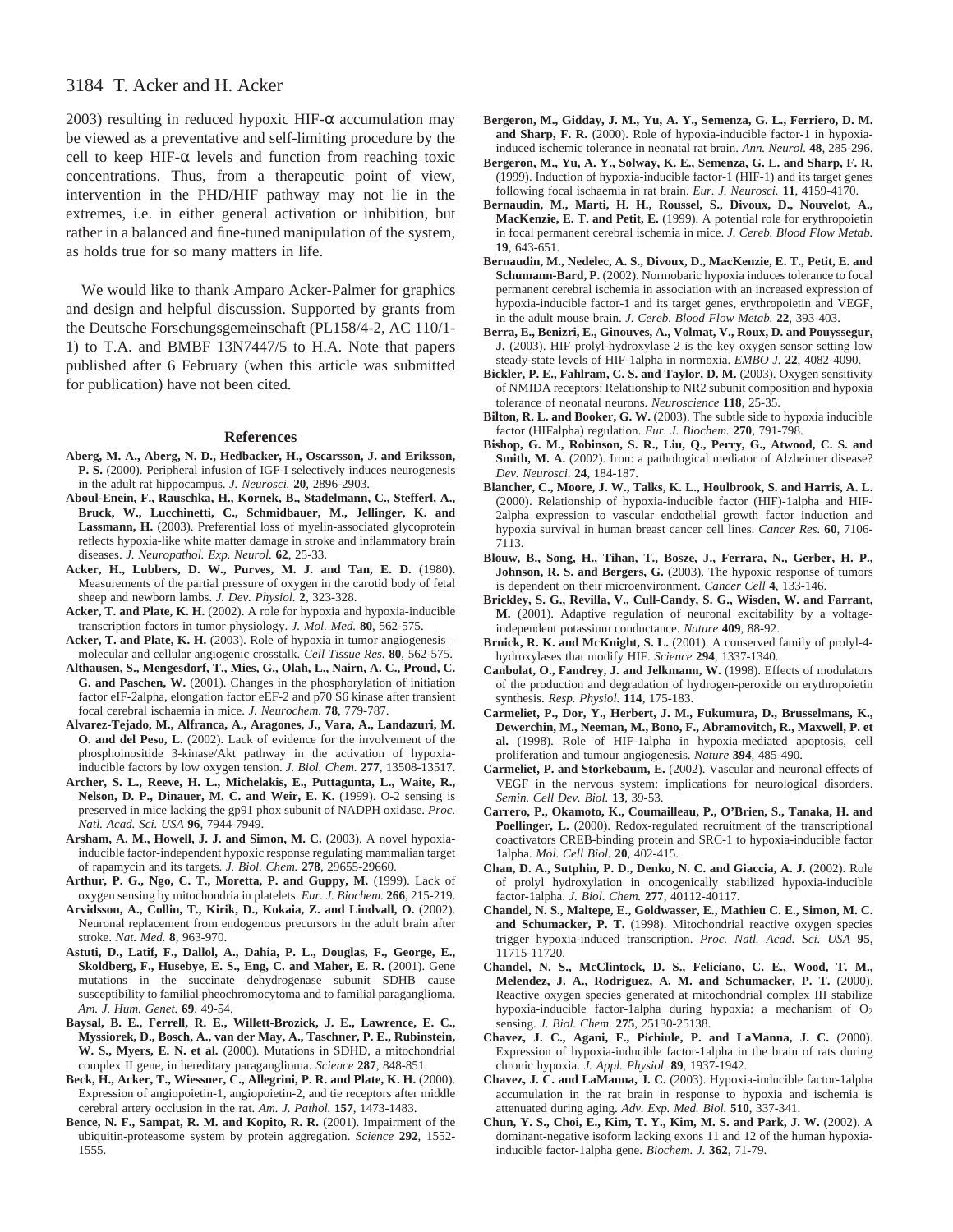2003) resulting in reduced hypoxic HIF-α accumulation may be viewed as a preventative and self-limiting procedure by the cell to keep HIF-α levels and function from reaching toxic concentrations. Thus, from a therapeutic point of view, intervention in the PHD/HIF pathway may not lie in the extremes, i.e. in either general activation or inhibition, but rather in a balanced and fine-tuned manipulation of the system, as holds true for so many matters in life.

We would like to thank Amparo Acker-Palmer for graphics and design and helpful discussion. Supported by grants from the Deutsche Forschungsgemeinschaft (PL158/4-2, AC 110/1-1) to T.A. and BMBF 13N7447/5 to H.A. Note that papers published after 6 February (when this article was submitted for publication) have not been cited.

## References

**Aberg, M. A., Aberg, N. D., Hedbacker, H., Oscarsson, J. and Eriksson, P. S.** (2000). Peripheral infusion of IGF-I selectively induces neurogenesis in the adult rat hippocampus. *J. Neurosci.* **20**, 2896-2903.

**Aboul-Enein, F., Rauschka, H., Kornek, B., Stadelmann, C., Stefferl, A., Bruck, W., Lucchinetti, C., Schmidbauer, M., Jellinger, K. and Lassmann, H.** (2003). Preferential loss of myelin-associated glycoprotein reflects hypoxia-like white matter damage in stroke and inflammatory brain diseases. *J. Neuropathol. Exp. Neurol.* **62**, 25-33.

**Acker, H., Lubbers, D. W., Purves, M. J. and Tan, E. D.** (1980). Measurements of the partial pressure of oxygen in the carotid body of fetal sheep and newborn lambs. *J. Dev. Physiol.* **2**, 323-328.

**Acker, T. and Plate, K. H.** (2002). A role for hypoxia and hypoxia-inducible transcription factors in tumor physiology. *J. Mol. Med.* **80**, 562-575.

**Acker, T. and Plate, K. H.** (2003). Role of hypoxia in tumor angiogenesis – molecular and cellular angiogenic crosstalk. *Cell Tissue Res.* **80**, 562-575.

**Althausen, S., Mengesdorf, T., Mies, G., Olah, L., Nairn, A. C., Proud, C. G. and Paschen, W.** (2001). Changes in the phosphorylation of initiation factor eIF-2alpha, elongation factor eEF-2 and p70 S6 kinase after transient focal cerebral ischaemia in mice. *J. Neurochem.* **78**, 779-787.

**Alvarez-Tejado, M., Alfranca, A., Aragones, J., Vara, A., Landazuri, M. O. and del Peso, L.** (2002). Lack of evidence for the involvement of the phosphoinositide 3-kinase/Akt pathway in the activation of hypoxia-inducible factors by low oxygen tension. *J. Biol. Chem.* **277**, 13508-13517.

**Archer, S. L., Reeve, H. L., Michelakis, E., Puttagunta, L., Waite, R., Nelson, D. P., Dinauer, M. C. and Weir, E. K.** (1999). O-2 sensing is preserved in mice lacking the gp91 phox subunit of NADPH oxidase. *Proc. Natl. Acad. Sci. USA* **96**, 7944-7949.

**Arsham, A. M., Howell, J. J. and Simon, M. C.** (2003). A novel hypoxia-inducible factor-independent hypoxic response regulating mammalian target of rapamycin and its targets. *J. Biol. Chem.* **278**, 29655-29660.

**Arthur, P. G., Ngo, C. T., Moretta, P. and Guppy, M.** (1999). Lack of oxygen sensing by mitochondria in platelets. *Eur. J. Biochem.* **266**, 215-219.

**Arvidsson, A., Collin, T., Kirik, D., Kokaia, Z. and Lindvall, O.** (2002). Neuronal replacement from endogenous precursors in the adult brain after stroke. *Nat. Med.* **8**, 963-970.

**Astuti, D., Latif, F., Dallol, A., Dahia, P. L., Douglas, F., George, E., Skoldberg, F., Husebye, E. S., Eng, C. and Maher, E. R.** (2001). Gene mutations in the succinate dehydrogenase subunit SDHB cause susceptibility to familial pheochromocytoma and to familial paraganglioma. *Am. J. Hum. Genet.* **69**, 49-54.

**Baysal, B. E., Ferrell, R. E., Willett-Brozick, J. E., Lawrence, E. C., Myssiorek, D., Bosch, A., van der May, A., Taschner, P. E., Rubinstein, W. S., Myers, E. N. et al.** (2000). Mutations in SDHD, a mitochondrial complex II gene, in hereditary paraganglioma. *Science* **287**, 848-851.

**Beck, H., Acker, T., Wiessner, C., Allegrini, P. R. and Plate, K. H.** (2000). Expression of angiopoietin-1, angiopoietin-2, and tie receptors after middle cerebral artery occlusion in the rat. *Am. J. Pathol.* **157**, 1473-1483.

**Bence, N. F., Sampat, R. M. and Kopito, R. R.** (2001). Impairment of the ubiquitin-proteasome system by protein aggregation. *Science* **292**, 1552-1555.

**Bergeron, M., Gidday, J. M., Yu, A. Y., Semenza, G. L., Ferriero, D. M. and Sharp, F. R.** (2000). Role of hypoxia-inducible factor-1 in hypoxia-induced ischemic tolerance in neonatal rat brain. *Ann. Neurol.* **48**, 285-296.

**Bergeron, M., Yu, A. Y., Solway, K. E., Semenza, G. L. and Sharp, F. R.** (1999). Induction of hypoxia-inducible factor-1 (HIF-1) and its target genes following focal ischaemia in rat brain. *Eur. J. Neurosci.* **11**, 4159-4170.

**Bernaudin, M., Marti, H. H., Roussel, S., Divoux, D., Nouvelot, A., MacKenzie, E. T. and Petit, E.** (1999). A potential role for erythropoietin in focal permanent cerebral ischemia in mice. *J. Cereb. Blood Flow Metab.* **19**, 643-651.

**Bernaudin, M., Nedelec, A. S., Divoux, D., MacKenzie, E. T., Petit, E. and Schumann-Bard, P.** (2002). Normobaric hypoxia induces tolerance to focal permanent cerebral ischemia in association with an increased expression of hypoxia-inducible factor-1 and its target genes, erythropoietin and VEGF, in the adult mouse brain. *J. Cereb. Blood Flow Metab.* **22**, 393-403.

**Berra, E., Benizri, E., Ginouves, A., Volmat, V., Roux, D. and Pouyssegur, J.** (2003). HIF prolyl-hydroxylase 2 is the key oxygen sensor setting low steady-state levels of HIF-1alpha in normoxia. *EMBO J.* **22**, 4082-4090.

**Bickler, P. E., Fahlman, C. S. and Taylor, D. M.** (2003). Oxygen sensitivity of NMIDA receptors: Relationship to NR2 subunit composition and hypoxia tolerance of neonatal neurons. *Neuroscience* **118**, 25-35.

**Bilton, R. L. and Booker, G. W.** (2003). The subtle side to hypoxia inducible factor (HIFalpha) regulation. *Eur. J. Biochem.* **270**, 791-798.

**Bishop, G. M., Robinson, S. R., Liu, Q., Perry, G., Atwood, C. S. and Smith, M. A.** (2002). Iron: a pathological mediator of Alzheimer disease? *Dev. Neurosci.* **24**, 184-187.

**Blancher, C., Moore, J. W., Talks, K. L., Houlbrook, S. and Harris, A. L.** (2000). Relationship of hypoxia-inducible factor (HIF)-1alpha and HIF-2alpha expression to vascular endothelial growth factor induction and hypoxia survival in human breast cancer cell lines. *Cancer Res.* **60**, 7106-7113.

**Blouw, B., Song, H., Tihan, T., Bosze, J., Ferrara, N., Gerber, H. P., Johnson, R. S. and Bergers, G.** (2003). The hypoxic response of tumors is dependent on their microenvironment. *Cancer Cell* **4**, 133-146.

**Brickley, S. G., Revilla, V., Cull-Candy, S. G., Wisden, W. and Farrant, M.** (2001). Adaptive regulation of neuronal excitability by a voltage-independent potassium conductance. *Nature* **409**, 88-92.

**Bruick, R. K. and McKnight, S. L.** (2001). A conserved family of prolyl-4-hydroxylases that modify HIF. *Science* **294**, 1337-1340.

**Canbolat, O., Fandrey, J. and Jelkmann, W.** (1998). Effects of modulators of the production and degradation of hydrogen-peroxide on erythropoietin synthesis. *Resp. Physiol.* **114**, 175-183.

**Carmeliet, P., Dor, Y., Herbert, J. M., Fukumura, D., Brusselmans, K., Dewerchin, M., Neeman, M., Bono, F., Abramovitch, R., Maxwell, P. et al.** (1998). Role of HIF-1alpha in hypoxia-mediated apoptosis, cell proliferation and tumour angiogenesis. *Nature* **394**, 485-490.

**Carmeliet, P. and Storkebaum, E.** (2002). Vascular and neuronal effects of VEGF in the nervous system: implications for neurological disorders. *Semin. Cell Dev. Biol.* **13**, 39-53.

**Carrero, P., Okamoto, K., Coumailleau, P., O'Brien, S., Tanaka, H. and Poellinger, L.** (2000). Redox-regulated recruitment of the transcriptional coactivators CREB-binding protein and SRC-1 to hypoxia-inducible factor 1alpha. *Mol. Cell Biol.* **20**, 402-415.

**Chan, D. A., Sutphin, P. D., Denko, N. C. and Giaccia, A. J.** (2002). Role of prolyl hydroxylation in oncogenically stabilized hypoxia-inducible factor-1alpha. *J. Biol. Chem.* **277**, 40112-40117.

**Chandel, N. S., Maltepe, E., Goldwasser, E., Mathieu C. E., Simon, M. C. and Schumacker, P. T.** (1998). Mitochondrial reactive oxygen species trigger hypoxia-induced transcription. *Proc. Natl. Acad. Sci. USA* **95**, 11715-11720.

**Chandel, N. S., McClintock, D. S., Feliciano, C. E., Wood, T. M., Melendez, J. A., Rodriguez, A. M. and Schumacker, P. T.** (2000). Reactive oxygen species generated at mitochondrial complex III stabilize hypoxia-inducible factor-1alpha during hypoxia: a mechanism of $O_2$ sensing. *J. Biol. Chem.* **275**, 25130-25138.

**Chavez, J. C., Agani, F., Pichiule, P. and LaManna, J. C.** (2000). Expression of hypoxia-inducible factor-1alpha in the brain of rats during chronic hypoxia. *J. Appl. Physiol.* **89**, 1937-1942.

**Chavez, J. C. and LaManna, J. C.** (2003). Hypoxia-inducible factor-1alpha accumulation in the rat brain in response to hypoxia and ischemia is attenuated during aging. *Adv. Exp. Med. Biol.* **510**, 337-341.

**Chun, Y. S., Choi, E., Kim, T. Y., Kim, M. S. and Park, J. W.** (2002). A dominant-negative isoform lacking exons 11 and 12 of the human hypoxia-inducible factor-1alpha gene. *Biochem. J.* **362**, 71-79.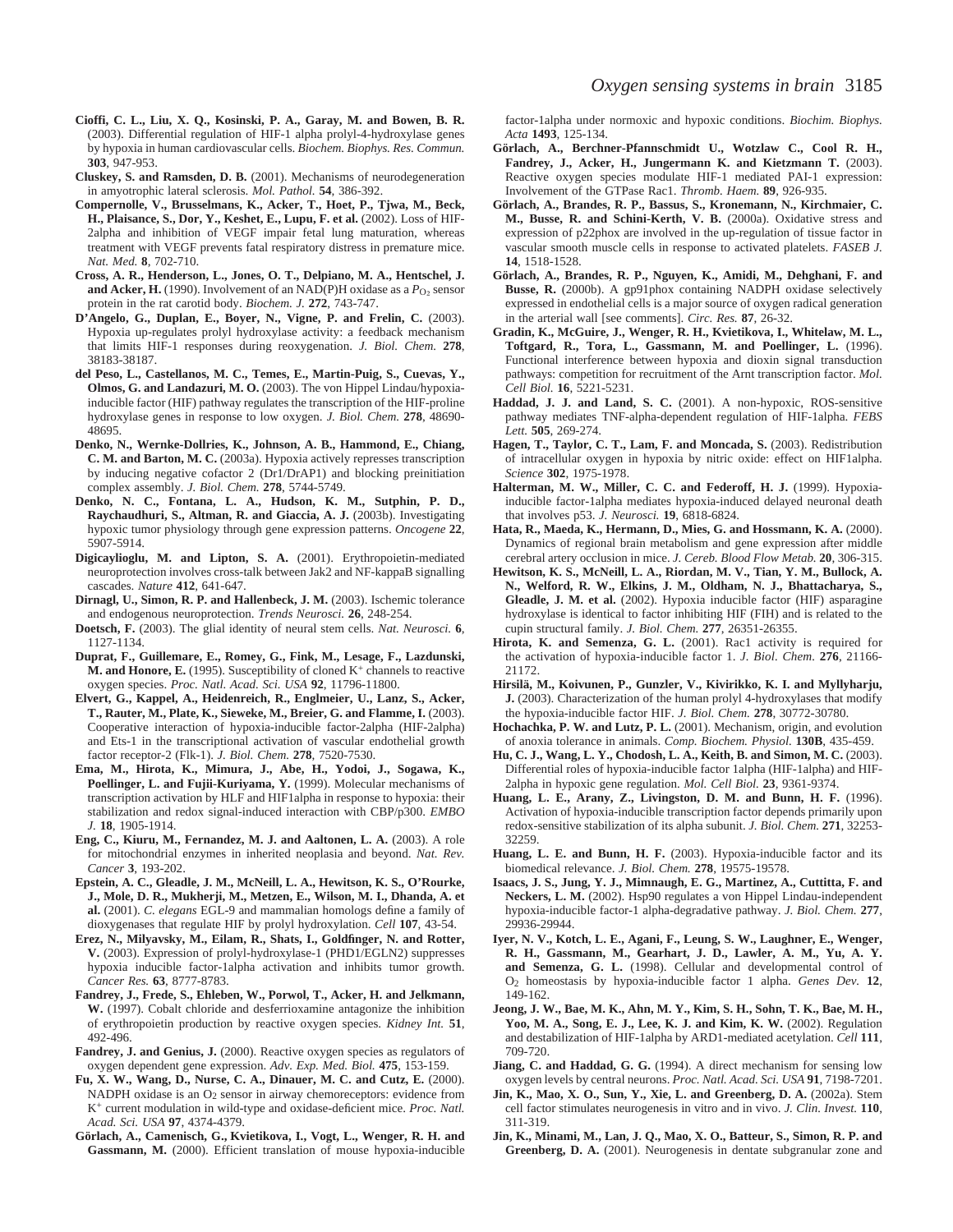**Cioffi, C. L., Liu, X. Q., Kosinski, P. A., Garay, M. and Bowen, B. R.** (2003). Differential regulation of HIF-1 alpha prolyl-4-hydroxylase genes by hypoxia in human cardiovascular cells. *Biochem. Biophys. Res. Commun.* **303**, 947-953.

**Cluskey, S. and Ramsden, D. B.** (2001). Mechanisms of neurodegeneration in amyotrophic lateral sclerosis. *Mol. Pathol.* **54**, 386-392.

**Compernolle, V., Brusselmans, K., Acker, T., Hoet, P., Tjwa, M., Beck, H., Plaisance, S., Dor, Y., Keshet, E., Lupu, F. et al.** (2002). Loss of HIF-2alpha and inhibition of VEGF impair fetal lung maturation, whereas treatment with VEGF prevents fatal respiratory distress in premature mice. *Nat. Med.* **8**, 702-710.

**Cross, A. R., Henderson, L., Jones, O. T., Delpiano, M. A., Hentschel, J. and Acker, H.** (1990). Involvement of an NAD(P)H oxidase as a $P_{O_2}$ sensor protein in the rat carotid body. *Biochem. J.* **272**, 743-747.

**D'Angelo, G., Duplan, E., Boyer, N., Vigne, P. and Frelin, C.** (2003). Hypoxia up-regulates prolyl hydroxylase activity: a feedback mechanism that limits HIF-1 responses during reoxygenation. *J. Biol. Chem.* **278**, 38183-38187.

**del Peso, L., Castellanos, M. C., Temes, E., Martin-Puig, S., Cuevas, Y., Olmos, G. and Landazuri, M. O.** (2003). The von Hippel Lindau/hypoxia-inducible factor (HIF) pathway regulates the transcription of the HIF-proline hydroxylase genes in response to low oxygen. *J. Biol. Chem.* **278**, 48690-48695.

**Denko, N., Wernke-Dollries, K., Johnson, A. B., Hammond, E., Chiang, C. M. and Barton, M. C.** (2003a). Hypoxia actively represses transcription by inducing negative cofactor 2 (Dr1/DrAP1) and blocking preinitiation complex assembly. *J. Biol. Chem.* **278**, 5744-5749.

**Denko, N. C., Fontana, L. A., Hudson, K. M., Sutphin, P. D., Raychaudhuri, S., Altman, R. and Giaccia, A. J.** (2003b). Investigating hypoxic tumor physiology through gene expression patterns. *Oncogene* **22**, 5907-5914.

**Digicaylioglu, M. and Lipton, S. A.** (2001). Erythropoietin-mediated neuroprotection involves cross-talk between Jak2 and NF-kappaB signalling cascades. *Nature* **412**, 641-647.

**Dirnagl, U., Simon, R. P. and Hallenbeck, J. M.** (2003). Ischemic tolerance and endogenous neuroprotection. *Trends Neurosci.* **26**, 248-254.

**Doetsch, F.** (2003). The glial identity of neural stem cells. *Nat. Neurosci.* **6**, 1127-1134.

**Duprat, F., Guillemare, E., Romey, G., Fink, M., Lesage, F., Lazdunski, M. and Honore, E.** (1995). Susceptibility of cloned $K^+$ channels to reactive oxygen species. *Proc. Natl. Acad. Sci. USA* **92**, 11796-11800.

**Elvert, G., Kappel, A., Heidenreich, R., Englmeier, U., Lanz, S., Acker, T., Rauter, M., Plate, K., Sieweke, M., Breier, G. and Flamme, I.** (2003). Cooperative interaction of hypoxia-inducible factor-2alpha (HIF-2alpha) and Ets-1 in the transcriptional activation of vascular endothelial growth factor receptor-2 (Flk-1). *J. Biol. Chem.* **278**, 7520-7530.

**Ema, M., Hirota, K., Mimura, J., Abe, H., Yodoi, J., Sogawa, K., Poellinger, L. and Fujii-Kuriyama, Y.** (1999). Molecular mechanisms of transcription activation by HLF and HIF1alpha in response to hypoxia: their stabilization and redox signal-induced interaction with CBP/p300. *EMBO J.* **18**, 1905-1914.

**Eng, C., Kiuru, M., Fernandez, M. J. and Aaltonen, L. A.** (2003). A role for mitochondrial enzymes in inherited neoplasia and beyond. *Nat. Rev. Cancer* **3**, 193-202.

**Epstein, A. C., Gleadle, J. M., McNeill, L. A., Hewitson, K. S., O'Rourke, J., Mole, D. R., Mukherji, M., Metzen, E., Wilson, M. I., Dhanda, A. et al.** (2001). *C. elegans* EGL-9 and mammalian homologs define a family of dioxygenases that regulate HIF by prolyl hydroxylation. *Cell* **107**, 43-54.

**Erez, N., Milyavsky, M., Eilam, R., Shats, I., Goldfinger, N. and Rotter, V.** (2003). Expression of prolyl-hydroxylase-1 (PHD1/EGLN2) suppresses hypoxia inducible factor-1alpha activation and inhibits tumor growth. *Cancer Res.* **63**, 8777-8783.

**Fandrey, J., Frede, S., Ehleben, W., Porwol, T., Acker, H. and Jelkmann, W.** (1997). Cobalt chloride and desferrioxamine antagonize the inhibition of erythropoietin production by reactive oxygen species. *Kidney Int.* **51**, 492-496.

**Fandrey, J. and Genius, J.** (2000). Reactive oxygen species as regulators of oxygen dependent gene expression. *Adv. Exp. Med. Biol.* **475**, 153-159.

**Fu, X. W., Wang, D., Nurse, C. A., Dinauer, M. C. and Cutz, E.** (2000). NADPH oxidase is an $O_2$ sensor in airway chemoreceptors: evidence from $K^+$ current modulation in wild-type and oxidase-deficient mice. *Proc. Natl. Acad. Sci. USA* **97**, 4374-4379.

**Görlach, A., Camenisch, G., Kvietikova, I., Vogt, L., Wenger, R. H. and Gassmann, M.** (2000). Efficient translation of mouse hypoxia-inducible factor-1alpha under normoxic and hypoxic conditions. *Biochim. Biophys. Acta* **1493**, 125-134.

**Görlach, A., Berchner-Pfannschmidt U., Wotzlaw C., Cool R. H., Fandrey, J., Acker, H., Jungermann K. and Kietzmann T.** (2003). Reactive oxygen species modulate HIF-1 mediated PAI-1 expression: Involvement of the GTPase Rac1. *Thromb. Haem.* **89**, 926-935.

**Görlach, A., Brandes, R. P., Bassus, S., Kronemann, N., Kirchmaier, C. M., Busse, R. and Schini-Kerth, V. B.** (2000a). Oxidative stress and expression of p22phox are involved in the up-regulation of tissue factor in vascular smooth muscle cells in response to activated platelets. *FASEB J.* **14**, 1518-1528.

**Görlach, A., Brandes, R. P., Nguyen, K., Amidi, M., Dehghani, F. and Busse, R.** (2000b). A gp91phox containing NADPH oxidase selectively expressed in endothelial cells is a major source of oxygen radical generation in the arterial wall [see comments]. *Circ. Res.* **87**, 26-32.

**Gradin, K., McGuire, J., Wenger, R. H., Kvietikova, I., Whitelaw, M. L., Toftgard, R., Tora, L., Gassmann, M. and Poellinger, L.** (1996). Functional interference between hypoxia and dioxin signal transduction pathways: competition for recruitment of the Arnt transcription factor. *Mol. Cell Biol.* **16**, 5221-5231.

**Haddad, J. J. and Land, S. C.** (2001). A non-hypoxic, ROS-sensitive pathway mediates TNF-alpha-dependent regulation of HIF-1alpha. *FEBS Lett.* **505**, 269-274.

**Hagen, T., Taylor, C. T., Lam, F. and Moncada, S.** (2003). Redistribution of intracellular oxygen in hypoxia by nitric oxide: effect on HIF1alpha. *Science* **302**, 1975-1978.

**Halterman, M. W., Miller, C. C. and Federoff, H. J.** (1999). Hypoxia-inducible factor-1alpha mediates hypoxia-induced delayed neuronal death that involves p53. *J. Neurosci.* **19**, 6818-6824.

**Hata, R., Maeda, K., Hermann, D., Mies, G. and Hossmann, K. A.** (2000). Dynamics of regional brain metabolism and gene expression after middle cerebral artery occlusion in mice. *J. Cereb. Blood Flow Metab.* **20**, 306-315.

**Hewitson, K. S., McNeill, L. A., Riordan, M. V., Tian, Y. M., Bullock, A. N., Welford, R. W., Elkins, J. M., Oldham, N. J., Bhattacharya, S., Gleadle, J. M. et al.** (2002). Hypoxia inducible factor (HIF) asparagine hydroxylase is identical to factor inhibiting HIF (FIH) and is related to the cupin structural family. *J. Biol. Chem.* **277**, 26351-26355.

**Hirota, K. and Semenza, G. L.** (2001). Rac1 activity is required for the activation of hypoxia-inducible factor 1. *J. Biol. Chem.* **276**, 21166-21172.

**Hirsilä, M., Koivunen, P., Gunzler, V., Kivirikko, K. I. and Myllyharju, J.** (2003). Characterization of the human prolyl 4-hydroxylases that modify the hypoxia-inducible factor HIF. *J. Biol. Chem.* **278**, 30772-30780.

**Hochachka, P. W. and Lutz, P. L.** (2001). Mechanism, origin, and evolution of anoxia tolerance in animals. *Comp. Biochem. Physiol.* **130B**, 435-459.

**Hu, C. J., Wang, L. Y., Chodosh, L. A., Keith, B. and Simon, M. C.** (2003). Differential roles of hypoxia-inducible factor 1alpha (HIF-1alpha) and HIF-2alpha in hypoxic gene regulation. *Mol. Cell Biol.* **23**, 9361-9374.

**Huang, L. E., Arany, Z., Livingston, D. M. and Bunn, H. F.** (1996). Activation of hypoxia-inducible transcription factor depends primarily upon redox-sensitive stabilization of its alpha subunit. *J. Biol. Chem.* **271**, 32253-32259.

**Huang, L. E. and Bunn, H. F.** (2003). Hypoxia-inducible factor and its biomedical relevance. *J. Biol. Chem.* **278**, 19575-19578.

**Isaacs, J. S., Jung, Y. J., Mimnaugh, E. G., Martinez, A., Cuttitta, F. and Neckers, L. M.** (2002). Hsp90 regulates a von Hippel Lindau-independent hypoxia-inducible factor-1 alpha-degradative pathway. *J. Biol. Chem.* **277**, 29936-29944.

**Iyer, N. V., Kotch, L. E., Agani, F., Leung, S. W., Laughner, E., Wenger, R. H., Gassmann, M., Gearhart, J. D., Lawler, A. M., Yu, A. Y. and Semenza, G. L.** (1998). Cellular and developmental control of $O_2$ homeostasis by hypoxia-inducible factor 1 alpha. *Genes Dev.* **12**, 149-162.

**Jeong, J. W., Bae, M. K., Ahn, M. Y., Kim, S. H., Sohn, T. K., Bae, M. H., Yoo, M. A., Song, E. J., Lee, K. J. and Kim, K. W.** (2002). Regulation and destabilization of HIF-1alpha by ARD1-mediated acetylation. *Cell* **111**, 709-720.

**Jiang, C. and Haddad, G. G.** (1994). A direct mechanism for sensing low oxygen levels by central neurons. *Proc. Natl. Acad. Sci. USA* **91**, 7198-7201.

**Jin, K., Mao, X. O., Sun, Y., Xie, L. and Greenberg, D. A.** (2002a). Stem cell factor stimulates neurogenesis in vitro and in vivo. *J. Clin. Invest.* **110**, 311-319.

**Jin, K., Minami, M., Lan, J. Q., Mao, X. O., Batteur, S., Simon, R. P. and Greenberg, D. A.** (2001). Neurogenesis in dentate subgranular zone and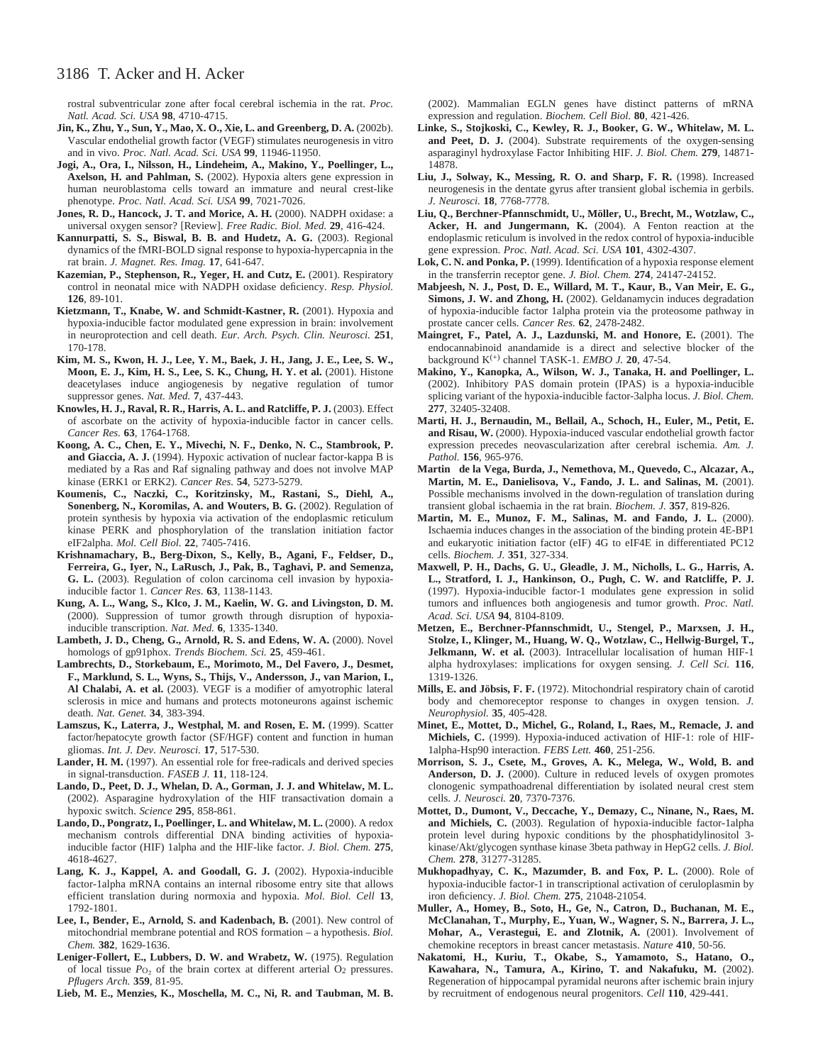rostral subventricular zone after focal cerebral ischemia in the rat. *Proc. Natl. Acad. Sci. USA* **98**, 4710-4715.

**Jin, K., Zhu, Y., Sun, Y., Mao, X. O., Xie, L. and Greenberg, D. A.** (2002b). Vascular endothelial growth factor (VEGF) stimulates neurogenesis in vitro and in vivo. *Proc. Natl. Acad. Sci. USA* **99**, 11946-11950.

**Jogi, A., Ora, I., Nilsson, H., Lindeheim, A., Makino, Y., Poellinger, L., Axelson, H. and Pahlman, S.** (2002). Hypoxia alters gene expression in human neuroblastoma cells toward an immature and neural crest-like phenotype. *Proc. Natl. Acad. Sci. USA* **99**, 7021-7026.

**Jones, R. D., Hancock, J. T. and Morice, A. H.** (2000). NADPH oxidase: a universal oxygen sensor? [Review]. *Free Radic. Biol. Med.* **29**, 416-424.

**Kannurpatti, S. S., Biswal, B. B. and Hudetz, A. G.** (2003). Regional dynamics of the fMRI-BOLD signal response to hypoxia-hypercapnia in the rat brain. *J. Magnet. Res. Imag.* **17**, 641-647.

**Kazemian, P., Stephenson, R., Yeger, H. and Cutz, E.** (2001). Respiratory control in neonatal mice with NADPH oxidase deficiency. *Resp. Physiol.* **126**, 89-101.

**Kietzmann, T., Knabe, W. and Schmidt-Kastner, R.** (2001). Hypoxia and hypoxia-inducible factor modulated gene expression in brain: involvement in neuroprotection and cell death. *Eur. Arch. Psych. Clin. Neurosci.* **251**, 170-178.

**Kim, M. S., Kwon, H. J., Lee, Y. M., Baek, J. H., Jang, J. E., Lee, S. W., Moon, E. J., Kim, H. S., Lee, S. K., Chung, H. Y. et al.** (2001). Histone deacetylases induce angiogenesis by negative regulation of tumor suppressor genes. *Nat. Med.* **7**, 437-443.

**Knowles, H. J., Raval, R. R., Harris, A. L. and Ratcliffe, P. J.** (2003). Effect of ascorbate on the activity of hypoxia-inducible factor in cancer cells. *Cancer Res.* **63**, 1764-1768.

**Koong, A. C., Chen, E. Y., Mivechi, N. F., Denko, N. C., Stambrook, P. and Giaccia, A. J.** (1994). Hypoxic activation of nuclear factor-kappa B is mediated by a Ras and Raf signaling pathway and does not involve MAP kinase (ERK1 or ERK2). *Cancer Res.* **54**, 5273-5279.

**Koumenis, C., Naczki, C., Koritzinsky, M., Rastani, S., Diehl, A., Sonenberg, N., Koromilas, A. and Wouters, B. G.** (2002). Regulation of protein synthesis by hypoxia via activation of the endoplasmic reticulum kinase PERK and phosphorylation of the translation initiation factor eIF2alpha. *Mol. Cell Biol.* **22**, 7405-7416.

**Krishnamachary, B., Berg-Dixon, S., Kelly, B., Agani, F., Feldser, D., Ferreira, G., Iyer, N., LaRusch, J., Pak, B., Taghavi, P. and Semenza, G. L.** (2003). Regulation of colon carcinoma cell invasion by hypoxia-inducible factor 1. *Cancer Res.* **63**, 1138-1143.

**Kung, A. L., Wang, S., Klco, J. M., Kaelin, W. G. and Livingston, D. M.** (2000). Suppression of tumor growth through disruption of hypoxia-inducible transcription. *Nat. Med.* **6**, 1335-1340.

**Lambeth, J. D., Cheng, G., Arnold, R. S. and Edens, W. A.** (2000). Novel homologs of gp91phox. *Trends Biochem. Sci.* **25**, 459-461.

**Lambrechts, D., Storkebaum, E., Morimoto, M., Del Favero, J., Desmet, F., Marklund, S. L., Wyns, S., Thijs, V., Andersson, J., van Marion, I., Al Chalabi, A. et al.** (2003). VEGF is a modifier of amyotrophic lateral sclerosis in mice and humans and protects motoneurons against ischemic death. *Nat. Genet.* **34**, 383-394.

**Lamszus, K., Laterra, J., Westphal, M. and Rosen, E. M.** (1999). Scatter factor/hepatocyte growth factor (SF/HGF) content and function in human gliomas. *Int. J. Dev. Neurosci.* **17**, 517-530.

**Lander, H. M.** (1997). An essential role for free-radicals and derived species in signal-transduction. *FASEB J.* **11**, 118-124.

**Lando, D., Peet, D. J., Whelan, D. A., Gorman, J. J. and Whitelaw, M. L.** (2002). Asparagine hydroxylation of the HIF transactivation domain a hypoxic switch. *Science* **295**, 858-861.

**Lando, D., Pongratz, I., Poellinger, L. and Whitelaw, M. L.** (2000). A redox mechanism controls differential DNA binding activities of hypoxia-inducible factor (HIF) 1alpha and the HIF-like factor. *J. Biol. Chem.* **275**, 4618-4627.

**Lang, K. J., Kappel, A. and Goodall, G. J.** (2002). Hypoxia-inducible factor-1alpha mRNA contains an internal ribosome entry site that allows efficient translation during normoxia and hypoxia. *Mol. Biol. Cell* **13**, 1792-1801.

**Lee, I., Bender, E., Arnold, S. and Kadenbach, B.** (2001). New control of mitochondrial membrane potential and ROS formation – a hypothesis. *Biol. Chem.* **382**, 1629-1636.

**Leniger-Follert, E., Lubbers, D. W. and Wrabetz, W.** (1975). Regulation of local tissue $P_{O_2}$ of the brain cortex at different arterial $O_2$ pressures. *Pflugers Arch.* **359**, 81-95.

**Lieb, M. E., Menzies, K., Moschella, M. C., Ni, R. and Taubman, M. B.** (2002). Mammalian EGLN genes have distinct patterns of mRNA expression and regulation. *Biochem. Cell Biol.* **80**, 421-426.

**Linke, S., Stojkoski, C., Kewley, R. J., Booker, G. W., Whitelaw, M. L. and Peet, D. J.** (2004). Substrate requirements of the oxygen-sensing asparaginyl hydroxylase Factor Inhibiting HIF. *J. Biol. Chem.* **279**, 14871-14878.

**Liu, J., Solway, K., Messing, R. O. and Sharp, F. R.** (1998). Increased neurogenesis in the dentate gyrus after transient global ischemia in gerbils. *J. Neurosci.* **18**, 7768-7778.

**Liu, Q., Berchner-Pfannschmidt, U., Möller, U., Brecht, M., Wotzlaw, C., Acker, H. and Jungermann, K.** (2004). A Fenton reaction at the endoplasmic reticulum is involved in the redox control of hypoxia-inducible gene expression. *Proc. Natl. Acad. Sci. USA* **101**, 4302-4307.

**Lok, C. N. and Ponka, P.** (1999). Identification of a hypoxia response element in the transferrin receptor gene. *J. Biol. Chem.* **274**, 24147-24152.

**Mabjeesh, N. J., Post, D. E., Willard, M. T., Kaur, B., Van Meir, E. G., Simons, J. W. and Zhong, H.** (2002). Geldanamycin induces degradation of hypoxia-inducible factor 1alpha protein via the proteosome pathway in prostate cancer cells. *Cancer Res.* **62**, 2478-2482.

**Maingret, F., Patel, A. J., Lazdunski, M. and Honore, E.** (2001). The endocannabinoid anandamide is a direct and selective blocker of the background $K^{(+)}$ channel TASK-1. *EMBO J.* **20**, 47-54.

**Makino, Y., Kanopka, A., Wilson, W. J., Tanaka, H. and Poellinger, L.** (2002). Inhibitory PAS domain protein (IPAS) is a hypoxia-inducible splicing variant of the hypoxia-inducible factor-3alpha locus. *J. Biol. Chem.* **277**, 32405-32408.

**Marti, H. J., Bernaudin, M., Bellail, A., Schoch, H., Euler, M., Petit, E. and Risau, W.** (2000). Hypoxia-induced vascular endothelial growth factor expression precedes neovascularization after cerebral ischemia. *Am. J. Pathol.* **156**, 965-976.

**Martin de la Vega, Burda, J., Nemethova, M., Quevedo, C., Alcazar, A., Martin, M. E., Danielisova, V., Fando, J. L. and Salinas, M.** (2001). Possible mechanisms involved in the down-regulation of translation during transient global ischaemia in the rat brain. *Biochem. J.* **357**, 819-826.

**Martin, M. E., Munoz, F. M., Salinas, M. and Fando, J. L.** (2000). Ischaemia induces changes in the association of the binding protein 4E-BP1 and eukaryotic initiation factor (eIF) 4G to eIF4E in differentiated PC12 cells. *Biochem. J.* **351**, 327-334.

**Maxwell, P. H., Dachs, G. U., Gleadle, J. M., Nicholls, L. G., Harris, A. L., Stratford, I. J., Hankinson, O., Pugh, C. W. and Ratcliffe, P. J.** (1997). Hypoxia-inducible factor-1 modulates gene expression in solid tumors and influences both angiogenesis and tumor growth. *Proc. Natl. Acad. Sci. USA* **94**, 8104-8109.

**Metzen, E., Berchner-Pfannschmidt, U., Stengel, P., Marxsen, J. H., Stolze, I., Klinger, M., Huang, W. Q., Wotzlaw, C., Hellwig-Burgel, T., Jelkmann, W. et al.** (2003). Intracellular localisation of human HIF-1 alpha hydroxylases: implications for oxygen sensing. *J. Cell Sci.* **116**, 1319-1326.

**Mills, E. and Jöbsis, F. F.** (1972). Mitochondrial respiratory chain of carotid body and chemoreceptor response to changes in oxygen tension. *J. Neurophysiol.* **35**, 405-428.

**Minet, E., Mottet, D., Michel, G., Roland, I., Raes, M., Remacle, J. and Michiels, C.** (1999). Hypoxia-induced activation of HIF-1: role of HIF-1alpha-Hsp90 interaction. *FEBS Lett.* **460**, 251-256.

**Morrison, S. J., Csete, M., Groves, A. K., Melega, W., Wold, B. and Anderson, D. J.** (2000). Culture in reduced levels of oxygen promotes clonogenic sympathoadrenal differentiation by isolated neural crest stem cells. *J. Neurosci.* **20**, 7370-7376.

**Mottet, D., Dumont, V., Deccache, Y., Demazy, C., Ninane, N., Raes, M. and Michiels, C.** (2003). Regulation of hypoxia-inducible factor-1alpha protein level during hypoxic conditions by the phosphatidylinositol 3-kinase/Akt/glycogen synthase kinase 3beta pathway in HepG2 cells. *J. Biol. Chem.* **278**, 31277-31285.

**Mukhopadhyay, C. K., Mazumder, B. and Fox, P. L.** (2000). Role of hypoxia-inducible factor-1 in transcriptional activation of ceruloplasmin by iron deficiency. *J. Biol. Chem.* **275**, 21048-21054.

**Muller, A., Homey, B., Soto, H., Ge, N., Catron, D., Buchanan, M. E., McClanahan, T., Murphy, E., Yuan, W., Wagner, S. N., Barrera, J. L., Mohar, A., Verastegui, E. and Zlotnik, A.** (2001). Involvement of chemokine receptors in breast cancer metastasis. *Nature* **410**, 50-56.

**Nakatomi, H., Kuriu, T., Okabe, S., Yamamoto, S., Hatano, O., Kawahara, N., Tamura, A., Kirino, T. and Nakafuku, M.** (2002). Regeneration of hippocampal pyramidal neurons after ischemic brain injury by recruitment of endogenous neural progenitors. *Cell* **110**, 429-441.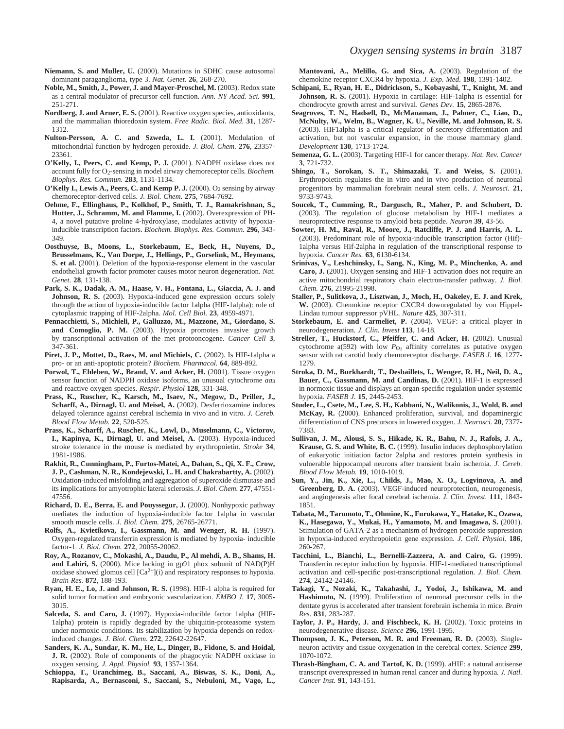**Niemann, S. and Muller, U.** (2000). Mutations in SDHC cause autosomal dominant paraganglioma, type 3. *Nat. Genet.* **26**, 268-270.

**Noble, M., Smith, J., Power, J. and Mayer-Proschel, M.** (2003). Redox state as a central modulator of precursor cell function. *Ann. NY Acad. Sci.* **991**, 251-271.

**Nordberg, J. and Arner, E. S.** (2001). Reactive oxygen species, antioxidants, and the mammalian thioredoxin system. *Free Radic. Biol. Med.* **31**, 1287-1312.

**Nulton-Persson, A. C. and Szweda, L. I.** (2001). Modulation of mitochondrial function by hydrogen peroxide. *J. Biol. Chem.* **276**, 23357-23361.

**O'Kelly, I., Peers, C. and Kemp, P. J.** (2001). NADPH oxidase does not account fully for $O_2$-sensing in model airway chemoreceptor cells. *Biochem. Biophys. Res. Commun.* **283**, 1131-1134.

**O'Kelly I., Lewis A., Peers, C. and Kemp P. J.** (2000). $O_2$ sensing by airway chemoreceptor-derived cells. *J. Biol. Chem.* **275**, 7684-7692.

**Oehme, F., Ellinghaus, P., Kolkhof, P., Smith, T. J., Ramakrishnan, S., Hutter, J., Schramm, M. and Flamme, I.** (2002). Overexpression of PH-4, a novel putative proline 4-hydroxylase, modulates activity of hypoxia-inducible transcription factors. *Biochem. Biophys. Res. Commun.* **296**, 343-349.

**Oosthuyse, B., Moons, L., Storkebaum, E., Beck, H., Nuyens, D., Brusselmans, K., Van Dorpe, J., Hellings, P., Gorselink, M., Heymans, S. et al.** (2001). Deletion of the hypoxia-response element in the vascular endothelial growth factor promoter causes motor neuron degeneration. *Nat. Genet.* **28**, 131-138.

**Park, S. K., Dadak, A. M., Haase, V. H., Fontana, L., Giaccia, A. J. and Johnson, R. S.** (2003). Hypoxia-induced gene expression occurs solely through the action of hypoxia-inducible factor 1alpha (HIF-1alpha): role of cytoplasmic trapping of HIF-2alpha. *Mol. Cell Biol.* **23**, 4959-4971.

**Pennacchietti, S., Michieli, P., Galluzzo, M., Mazzone, M., Giordano, S. and Comoglio, P. M.** (2003). Hypoxia promotes invasive growth by transcriptional activation of the met protooncogene. *Cancer Cell* **3**, 347-361.

**Piret, J. P., Mottet, D., Raes, M. and Michiels, C.** (2002). Is HIF-1alpha a pro- or an anti-apoptotic protein? *Biochem. Pharmacol.* **64**, 889-892.

**Porwol, T., Ehleben, W., Brand, V. and Acker, H.** (2001). Tissue oxygen sensor function of NADPH oxidase isoforms, an unusual cytochrome $aa_3$ and reactive oxygen species. *Respir. Physiol* **128**, 331-348.

**Prass, K., Ruscher, K., Karsch, M., Isaev, N., Megow, D., Priller, J., Scharff, A., Dirnagl, U. and Meisel, A.** (2002). Desferrioxamine induces delayed tolerance against cerebral ischemia in vivo and in vitro. *J. Cereb. Blood Flow Metab.* **22**, 520-525.

**Prass, K., Scharff, A., Ruscher, K., Lowl, D., Muselmann, C., Victorov, I., Kapinya, K., Dirnagl, U. and Meisel, A.** (2003). Hypoxia-induced stroke tolerance in the mouse is mediated by erythropoietin. *Stroke* **34**, 1981-1986.

**Rakhit, R., Cunningham, P., Furtos-Matei, A., Dahan, S., Qi, X. F., Crow, J. P., Cashman, N. R., Kondejewski, L. H. and Chakrabartty, A.** (2002). Oxidation-induced misfolding and aggregation of superoxide dismutase and its implications for amyotrophic lateral sclerosis. *J. Biol. Chem.* **277**, 47551-47556.

**Richard, D. E., Berra, E. and Pouyssegur, J.** (2000). Nonhypoxic pathway mediates the induction of hypoxia-inducible factor 1alpha in vascular smooth muscle cells. *J. Biol. Chem.* **275**, 26765-26771.

**Rolfs, A., Kvietikova, I., Gassmann, M. and Wenger, R. H.** (1997). Oxygen-regulated transferrin expression is mediated by hypoxia- inducible factor-1. *J. Biol. Chem.* **272**, 20055-20062.

**Roy, A., Rozanov, C., Mokashi, A., Daudu, P., Al mehdi, A. B., Shams, H. and Lahiri, S.** (2000). Mice lacking in gp91 phox subunit of NAD(P)H oxidase showed glomus cell $[Ca^{2+}]$(i) and respiratory responses to hypoxia. *Brain Res.* **872**, 188-193.

**Ryan, H. E., Lo, J. and Johnson, R. S.** (1998). HIF-1 alpha is required for solid tumor formation and embryonic vascularization. *EMBO J.* **17**, 3005-3015.

**Salceda, S. and Caro, J.** (1997). Hypoxia-inducible factor 1alpha (HIF-1alpha) protein is rapidly degraded by the ubiquitin-proteasome system under normoxic conditions. Its stabilization by hypoxia depends on redox-induced changes. *J. Biol. Chem.* **272**, 22642-22647.

**Sanders, K. A., Sundar, K. M., He, L., Dinger, B., Fidone, S. and Hoidal, J. R.** (2002). Role of components of the phagocytic NADPH oxidase in oxygen sensing. *J. Appl. Physiol.* **93**, 1357-1364.

**Schioppa, T., Uranchimeg, B., Saccani, A., Biswas, S. K., Doni, A., Rapisarda, A., Bernasconi, S., Saccani, S., Nebuloni, M., Vago, L., Mantovani, A., Melillo, G. and Sica, A.** (2003). Regulation of the chemokine receptor CXCR4 by hypoxia. *J. Exp. Med.* **198**, 1391-1402.

**Schipani, E., Ryan, H. E., Didrickson, S., Kobayashi, T., Knight, M. and Johnson, R. S.** (2001). Hypoxia in cartilage: HIF-1alpha is essential for chondrocyte growth arrest and survival. *Genes Dev.* **15**, 2865-2876.

**Seagroves, T. N., Hadsell, D., McManaman, J., Palmer, C., Liao, D., McNulty, W., Welm, B., Wagner, K. U., Neville, M. and Johnson, R. S.** (2003). HIF1alpha is a critical regulator of secretory differentiation and activation, but not vascular expansion, in the mouse mammary gland. *Development* **130**, 1713-1724.

**Semenza, G. L.** (2003). Targeting HIF-1 for cancer therapy. *Nat. Rev. Cancer* **3**, 721-732.

**Shingo, T., Sorokan, S. T., Shimazaki, T. and Weiss, S.** (2001). Erythropoietin regulates the in vitro and in vivo production of neuronal progenitors by mammalian forebrain neural stem cells. *J. Neurosci.* **21**, 9733-9743.

**Soucek, T., Cumming, R., Dargusch, R., Maher, P. and Schubert, D.** (2003). The regulation of glucose metabolism by HIF-1 mediates a neuroprotective response to amyloid beta peptide. *Neuron* **39**, 43-56.

**Sowter, H. M., Raval, R., Moore, J., Ratcliffe, P. J. and Harris, A. L.** (2003). Predominant role of hypoxia-inducible transcription factor (Hif)-1alpha versus Hif-2alpha in regulation of the transcriptional response to hypoxia. *Cancer Res.* **63**, 6130-6134.

**Srinivas, V., Leshchinsky, I., Sang, N., King, M. P., Minchenko, A. and Caro, J.** (2001). Oxygen sensing and HIF-1 activation does not require an active mitochondrial respiratory chain electron-transfer pathway. *J. Biol. Chem.* **276**, 21995-21998.

**Staller, P., Sulitkova, J., Lisztwan, J., Moch, H., Oakeley, E. J. and Krek, W.** (2003). Chemokine receptor CXCR4 downregulated by von Hippel-Lindau tumour suppressor pVHL. *Nature* **425**, 307-311.

**Storkebaum, E. and Carmeliet, P.** (2004). VEGF: a critical player in neurodegeneration. *J. Clin. Invest* **113**, 14-18.

**Streller, T., Huckstorf, C., Pfeiffer, C. and Acker, H.** (2002). Unusual cytochrome a(592) with low $P_{O_2}$ affinity correlates as putative oxygen sensor with rat carotid body chemoreceptor discharge. *FASEB J.* **16**, 1277-1279.

**Stroka, D. M., Burkhardt, T., Desbaillets, I., Wenger, R. H., Neil, D. A., Bauer, C., Gassmann, M. and Candinas, D.** (2001). HIF-1 is expressed in normoxic tissue and displays an organ-specific regulation under systemic hypoxia. *FASEB J.* **15**, 2445-2453.

**Studer, L., Csete, M., Lee, S. H., Kabbani, N., Walikonis, J., Wold, B. and McKay, R.** (2000). Enhanced proliferation, survival, and dopaminergic differentiation of CNS precursors in lowered oxygen. *J. Neurosci.* **20**, 7377-7383.

**Sullivan, J. M., Alousi, S. S., Hikade, K. R., Bahu, N. J., Rafols, J. A., Krause, G. S. and White, B. C.** (1999). Insulin induces dephosphorylation of eukaryotic initiation factor 2alpha and restores protein synthesis in vulnerable hippocampal neurons after transient brain ischemia. *J. Cereb. Blood Flow Metab.* **19**, 1010-1019.

**Sun, Y., Jin, K., Xie, L., Childs, J., Mao, X. O., Logvinova, A. and Greenberg, D. A.** (2003). VEGF-induced neuroprotection, neurogenesis, and angiogenesis after focal cerebral ischemia. *J. Clin. Invest.* **111**, 1843-1851.

**Tabata, M., Tarumoto, T., Ohmine, K., Furukawa, Y., Hatake, K., Ozawa, K., Hasegawa, Y., Mukai, H., Yamamoto, M. and Imagawa, S.** (2001). Stimulation of GATA-2 as a mechanism of hydrogen peroxide suppression in hypoxia-induced erythropoietin gene expression. *J. Cell. Physiol.* **186**, 260-267.

**Tacchini, L., Bianchi, L., Bernelli-Zazzera, A. and Cairo, G.** (1999). Transferrin receptor induction by hypoxia. HIF-1-mediated transcriptional activation and cell-specific post-transcriptional regulation. *J. Biol. Chem.* **274**, 24142-24146.

**Takagi, Y., Nozaki, K., Takahashi, J., Yodoi, J., Ishikawa, M. and Hashimoto, N.** (1999). Proliferation of neuronal precursor cells in the dentate gyrus is accelerated after transient forebrain ischemia in mice. *Brain Res.* **831**, 283-287.

**Taylor, J. P., Hardy, J. and Fischbeck, K. H.** (2002). Toxic proteins in neurodegenerative disease. *Science* **296**, 1991-1995.

**Thompson, J. K., Peterson, M. R. and Freeman, R. D.** (2003). Single-neuron activity and tissue oxygenation in the cerebral cortex. *Science* **299**, 1070-1072.

**Thrash-Bingham, C. A. and Tartof, K. D.** (1999). aHIF: a natural antisense transcript overexpressed in human renal cancer and during hypoxia. *J. Natl. Cancer Inst.* **91**, 143-151.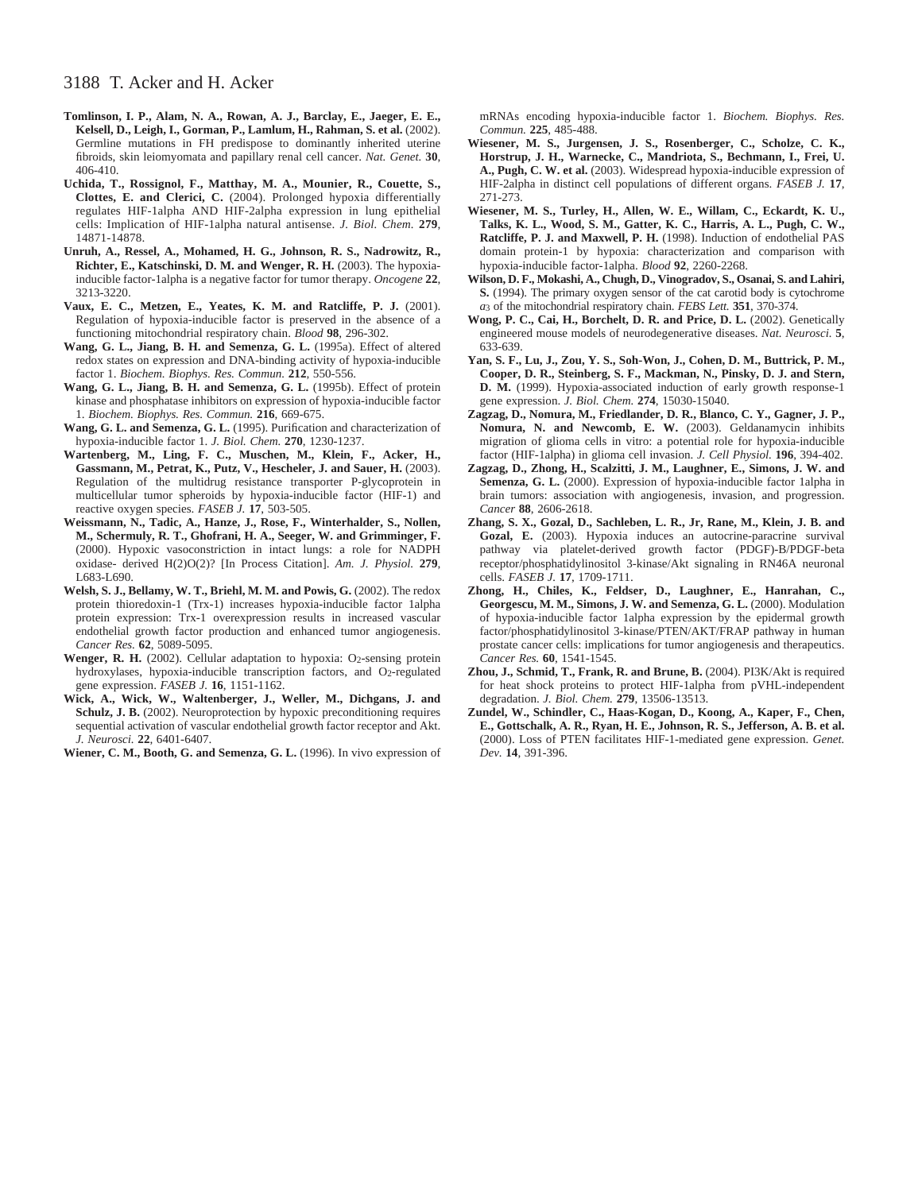**Tomlinson, I. P., Alam, N. A., Rowan, A. J., Barclay, E., Jaeger, E. E., Kelsell, D., Leigh, I., Gorman, P., Lamlum, H., Rahman, S. et al.** (2002). Germline mutations in FH predispose to dominantly inherited uterine fibroids, skin leiomyomata and papillary renal cell cancer. *Nat. Genet.* **30**, 406-410.

**Uchida, T., Rossignol, F., Matthay, M. A., Mounier, R., Couette, S., Clottes, E. and Clerici, C.** (2004). Prolonged hypoxia differentially regulates HIF-1alpha AND HIF-2alpha expression in lung epithelial cells: Implication of HIF-1alpha natural antisense. *J. Biol. Chem.* **279**, 14871-14878.

**Unruh, A., Ressel, A., Mohamed, H. G., Johnson, R. S., Nadrowitz, R., Richter, E., Katschinski, D. M. and Wenger, R. H.** (2003). The hypoxia-inducible factor-1alpha is a negative factor for tumor therapy. *Oncogene* **22**, 3213-3220.

**Vaux, E. C., Metzen, E., Yeates, K. M. and Ratcliffe, P. J.** (2001). Regulation of hypoxia-inducible factor is preserved in the absence of a functioning mitochondrial respiratory chain. *Blood* **98**, 296-302.

**Wang, G. L., Jiang, B. H. and Semenza, G. L.** (1995a). Effect of altered redox states on expression and DNA-binding activity of hypoxia-inducible factor 1. *Biochem. Biophys. Res. Commun.* **212**, 550-556.

**Wang, G. L., Jiang, B. H. and Semenza, G. L.** (1995b). Effect of protein kinase and phosphatase inhibitors on expression of hypoxia-inducible factor 1. *Biochem. Biophys. Res. Commun.* **216**, 669-675.

**Wang, G. L. and Semenza, G. L.** (1995). Purification and characterization of hypoxia-inducible factor 1. *J. Biol. Chem.* **270**, 1230-1237.

**Wartenberg, M., Ling, F. C., Muschen, M., Klein, F., Acker, H., Gassmann, M., Petrat, K., Putz, V., Hescheler, J. and Sauer, H.** (2003). Regulation of the multidrug resistance transporter P-glycoprotein in multicellular tumor spheroids by hypoxia-inducible factor (HIF-1) and reactive oxygen species. *FASEB J.* **17**, 503-505.

**Weissmann, N., Tadic, A., Hanze, J., Rose, F., Winterhalder, S., Nollen, M., Schermuly, R. T., Ghofrani, H. A., Seeger, W. and Grimminger, F.** (2000). Hypoxic vasoconstriction in intact lungs: a role for NADPH oxidase- derived H(2)O(2)? [In Process Citation]. *Am. J. Physiol.* **279**, L683-L690.

**Welsh, S. J., Bellamy, W. T., Briehl, M. M. and Powis, G.** (2002). The redox protein thioredoxin-1 (Trx-1) increases hypoxia-inducible factor 1alpha protein expression: Trx-1 overexpression results in increased vascular endothelial growth factor production and enhanced tumor angiogenesis. *Cancer Res.* **62**, 5089-5095.

**Wenger, R. H.** (2002). Cellular adaptation to hypoxia: $O_2$-sensing protein hydroxylases, hypoxia-inducible transcription factors, and $O_2$-regulated gene expression. *FASEB J.* **16**, 1151-1162.

**Wick, A., Wick, W., Waltenberger, J., Weller, M., Dichgans, J. and Schulz, J. B.** (2002). Neuroprotection by hypoxic preconditioning requires sequential activation of vascular endothelial growth factor receptor and Akt. *J. Neurosci.* **22**, 6401-6407.

**Wiener, C. M., Booth, G. and Semenza, G. L.** (1996). In vivo expression of mRNAs encoding hypoxia-inducible factor 1. *Biochem. Biophys. Res. Commun.* **225**, 485-488.

**Wiesener, M. S., Jurgensen, J. S., Rosenberger, C., Scholze, C. K., Horstrup, J. H., Warnecke, C., Mandriota, S., Bechmann, I., Frei, U. A., Pugh, C. W. et al.** (2003). Widespread hypoxia-inducible expression of HIF-2alpha in distinct cell populations of different organs. *FASEB J.* **17**, 271-273.

**Wiesener, M. S., Turley, H., Allen, W. E., Willam, C., Eckardt, K. U., Talks, K. L., Wood, S. M., Gatter, K. C., Harris, A. L., Pugh, C. W., Ratcliffe, P. J. and Maxwell, P. H.** (1998). Induction of endothelial PAS domain protein-1 by hypoxia: characterization and comparison with hypoxia-inducible factor-1alpha. *Blood* **92**, 2260-2268.

**Wilson, D. F., Mokashi, A., Chugh, D., Vinogradov, S., Osanai, S. and Lahiri, S.** (1994). The primary oxygen sensor of the cat carotid body is cytochrome $a_3$ of the mitochondrial respiratory chain. *FEBS Lett.* **351**, 370-374.

**Wong, P. C., Cai, H., Borchelt, D. R. and Price, D. L.** (2002). Genetically engineered mouse models of neurodegenerative diseases. *Nat. Neurosci.* **5**, 633-639.

**Yan, S. F., Lu, J., Zou, Y. S., Soh-Won, J., Cohen, D. M., Buttrick, P. M., Cooper, D. R., Steinberg, S. F., Mackman, N., Pinsky, D. J. and Stern, D. M.** (1999). Hypoxia-associated induction of early growth response-1 gene expression. *J. Biol. Chem.* **274**, 15030-15040.

**Zagzag, D., Nomura, M., Friedlander, D. R., Blanco, C. Y., Gagner, J. P., Nomura, N. and Newcomb, E. W.** (2003). Geldanamycin inhibits migration of glioma cells in vitro: a potential role for hypoxia-inducible factor (HIF-1alpha) in glioma cell invasion. *J. Cell Physiol.* **196**, 394-402.

**Zagzag, D., Zhong, H., Scalzitti, J. M., Laughner, E., Simons, J. W. and Semenza, G. L.** (2000). Expression of hypoxia-inducible factor 1alpha in brain tumors: association with angiogenesis, invasion, and progression. *Cancer* **88**, 2606-2618.

**Zhang, S. X., Gozal, D., Sachleben, L. R., Jr, Rane, M., Klein, J. B. and Gozal, E.** (2003). Hypoxia induces an autocrine-paracrine survival pathway via platelet-derived growth factor (PDGF)-B/PDGF-beta receptor/phosphatidylinositol 3-kinase/Akt signaling in RN46A neuronal cells. *FASEB J.* **17**, 1709-1711.

**Zhong, H., Chiles, K., Feldser, D., Laughner, E., Hanrahan, C., Georgescu, M. M., Simons, J. W. and Semenza, G. L.** (2000). Modulation of hypoxia-inducible factor 1alpha expression by the epidermal growth factor/phosphatidylinositol 3-kinase/PTEN/AKT/FRAP pathway in human prostate cancer cells: implications for tumor angiogenesis and therapeutics. *Cancer Res.* **60**, 1541-1545.

**Zhou, J., Schmid, T., Frank, R. and Brune, B.** (2004). PI3K/Akt is required for heat shock proteins to protect HIF-1alpha from pVHL-independent degradation. *J. Biol. Chem.* **279**, 13506-13513.

**Zundel, W., Schindler, C., Haas-Kogan, D., Koong, A., Kaper, F., Chen, E., Gottschalk, A. R., Ryan, H. E., Johnson, R. S., Jefferson, A. B. et al.** (2000). Loss of PTEN facilitates HIF-1-mediated gene expression. *Genet. Dev.* **14**, 391-396.